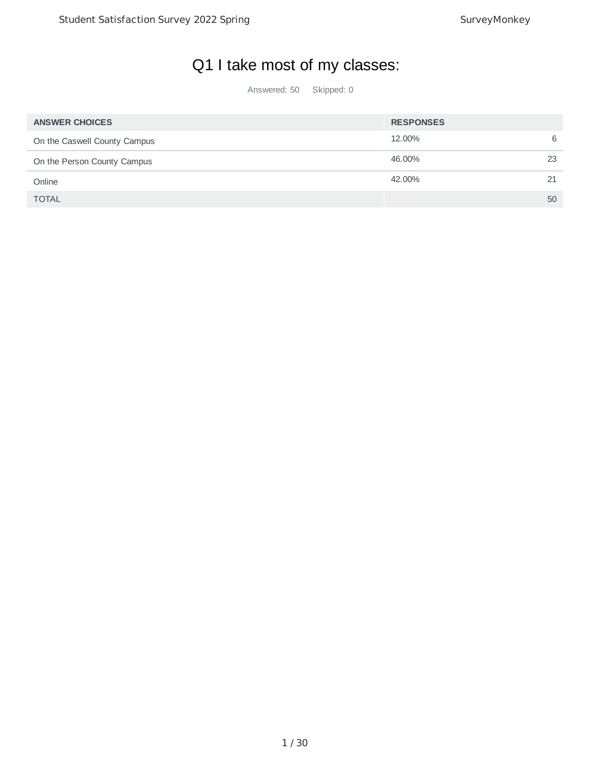# Q1 I take most of my classes:

Answered: 50 Skipped: 0

| ANSWER CHOICES | RESPONSES | |
|---|---|---|
| On the Caswell County Campus | 12.00% | 6 |
| On the Person County Campus | 46.00% | 23 |
| Online | 42.00% | 21 |
| TOTAL | | 50 |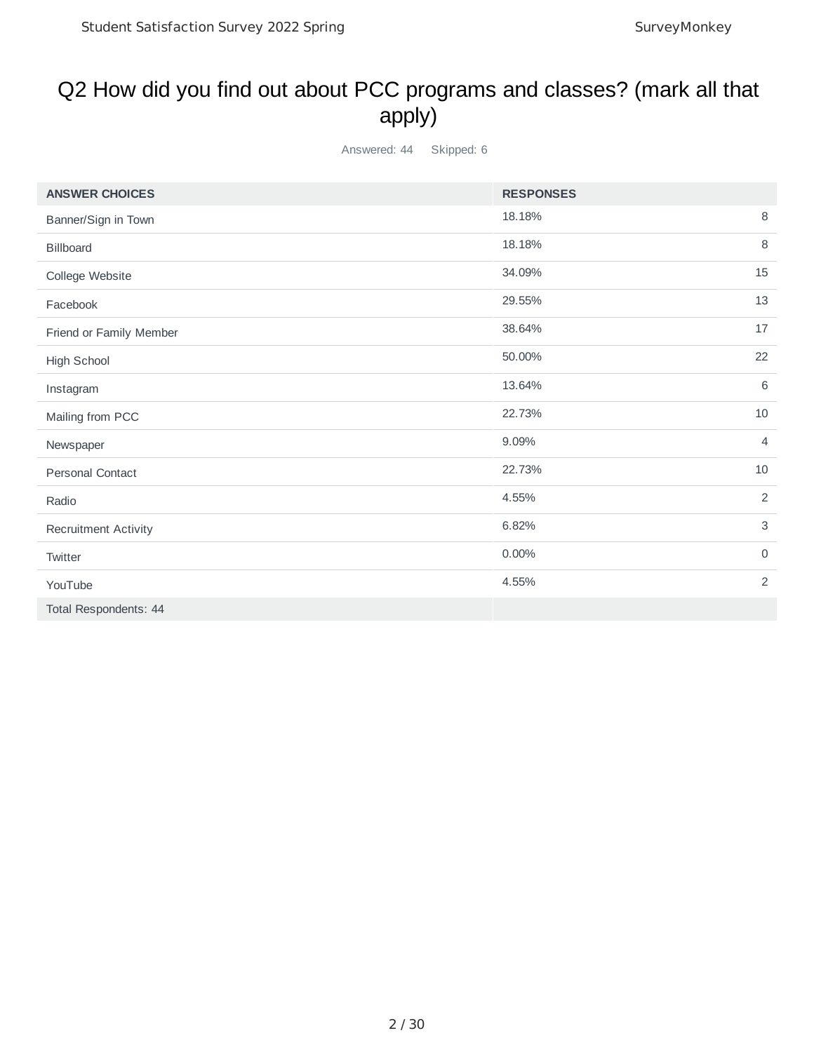## Q2 How did you find out about PCC programs and classes? (mark all that apply)

Answered: 44 Skipped: 6

| ANSWER CHOICES | RESPONSES | |
|---|---|---|
| Banner/Sign in Town | 18.18% | 8 |
| Billboard | 18.18% | 8 |
| College Website | 34.09% | 15 |
| Facebook | 29.55% | 13 |
| Friend or Family Member | 38.64% | 17 |
| High School | 50.00% | 22 |
| Instagram | 13.64% | 6 |
| Mailing from PCC | 22.73% | 10 |
| Newspaper | 9.09% | 4 |
| Personal Contact | 22.73% | 10 |
| Radio | 4.55% | 2 |
| Recruitment Activity | 6.82% | 3 |
| Twitter | 0.00% | 0 |
| YouTube | 4.55% | 2 |
| Total Respondents: 44 | | |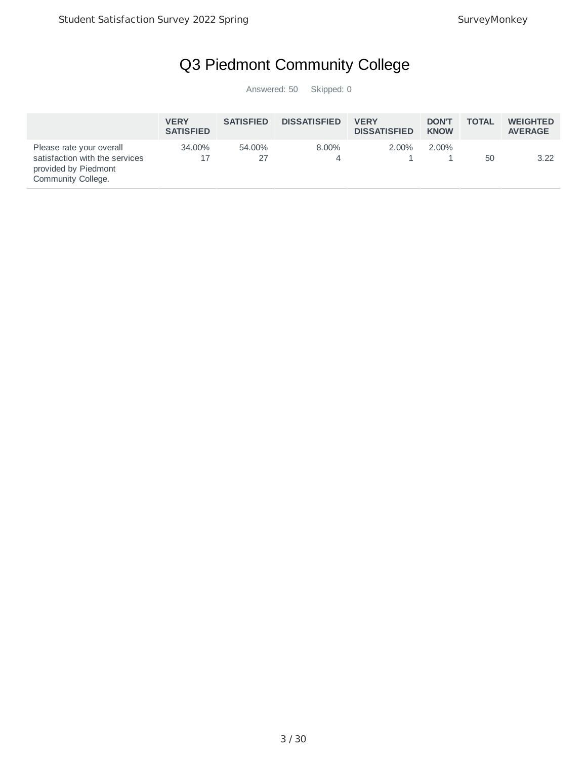# Q3 Piedmont Community College

Answered: 50 Skipped: 0

| | VERY SATISFIED | SATISFIED | DISSATISFIED | VERY DISSATISFIED | DON'T KNOW | TOTAL | WEIGHTED AVERAGE |
|---|---|---|---|---|---|---|---|
| Please rate your overall satisfaction with the services provided by Piedmont Community College. | 34.00% 17 | 54.00% 27 | 8.00% 4 | 2.00% 1 | 2.00% 1 | 50 | 3.22 |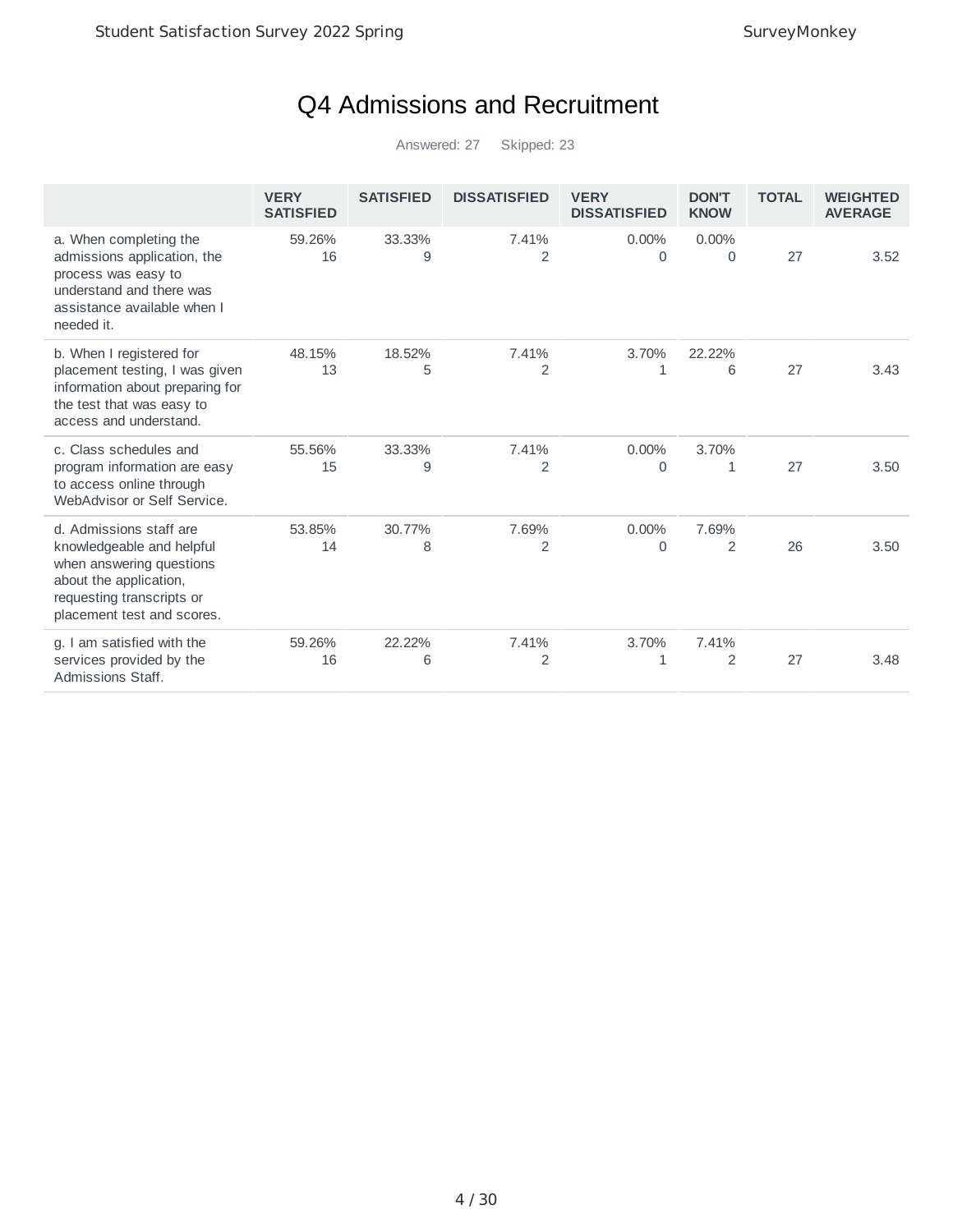# Q4 Admissions and Recruitment

Answered: 27 Skipped: 23

| | VERY SATISFIED | SATISFIED | DISSATISFIED | VERY DISSATISFIED | DON'T KNOW | TOTAL | WEIGHTED AVERAGE |
|---|---|---|---|---|---|---|---|
| a. When completing the admissions application, the process was easy to understand and there was assistance available when I needed it. | 59.26% 16 | 33.33% 9 | 7.41% 2 | 0.00% 0 | 0.00% 0 | 27 | 3.52 |
| b. When I registered for placement testing, I was given information about preparing for the test that was easy to access and understand. | 48.15% 13 | 18.52% 5 | 7.41% 2 | 3.70% 1 | 22.22% 6 | 27 | 3.43 |
| c. Class schedules and program information are easy to access online through WebAdvisor or Self Service. | 55.56% 15 | 33.33% 9 | 7.41% 2 | 0.00% 0 | 3.70% 1 | 27 | 3.50 |
| d. Admissions staff are knowledgeable and helpful when answering questions about the application, requesting transcripts or placement test and scores. | 53.85% 14 | 30.77% 8 | 7.69% 2 | 0.00% 0 | 7.69% 2 | 26 | 3.50 |
| g. I am satisfied with the services provided by the Admissions Staff. | 59.26% 16 | 22.22% 6 | 7.41% 2 | 3.70% 1 | 7.41% 2 | 27 | 3.48 |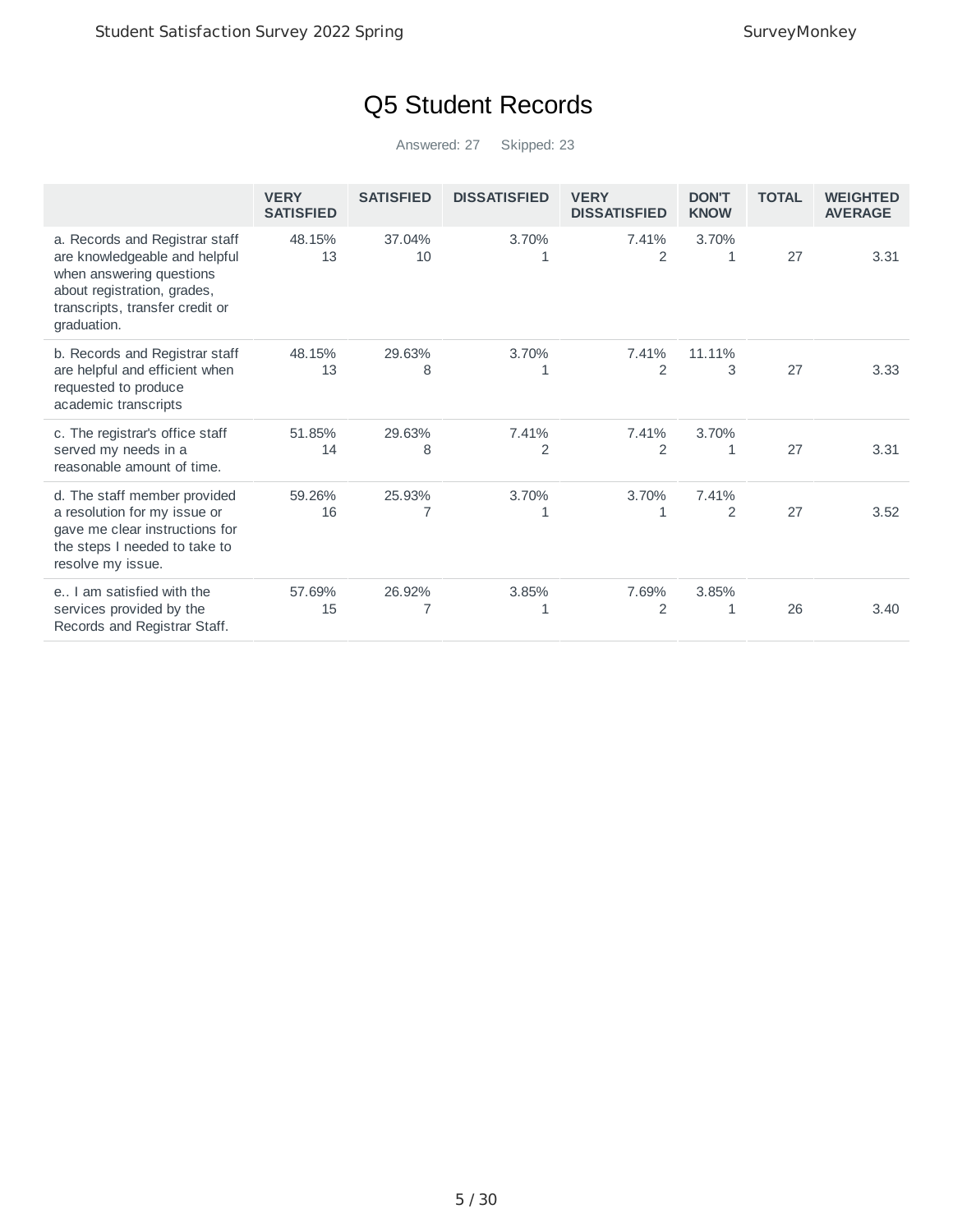# Q5 Student Records

Answered: 27 Skipped: 23

| | VERY SATISFIED | SATISFIED | DISSATISFIED | VERY DISSATISFIED | DON'T KNOW | TOTAL | WEIGHTED AVERAGE |
|---|---|---|---|---|---|---|---|
| a. Records and Registrar staff are knowledgeable and helpful when answering questions about registration, grades, transcripts, transfer credit or graduation. | 48.15%<br>13 | 37.04%<br>10 | 3.70%<br>1 | 7.41%<br>2 | 3.70%<br>1 | 27 | 3.31 |
| b. Records and Registrar staff are helpful and efficient when requested to produce academic transcripts | 48.15%<br>13 | 29.63%<br>8 | 3.70%<br>1 | 7.41%<br>2 | 11.11%<br>3 | 27 | 3.33 |
| c. The registrar's office staff served my needs in a reasonable amount of time. | 51.85%<br>14 | 29.63%<br>8 | 7.41%<br>2 | 7.41%<br>2 | 3.70%<br>1 | 27 | 3.31 |
| d. The staff member provided a resolution for my issue or gave me clear instructions for the steps I needed to take to resolve my issue. | 59.26%<br>16 | 25.93%<br>7 | 3.70%<br>1 | 3.70%<br>1 | 7.41%<br>2 | 27 | 3.52 |
| e.. I am satisfied with the services provided by the Records and Registrar Staff. | 57.69%<br>15 | 26.92%<br>7 | 3.85%<br>1 | 7.69%<br>2 | 3.85%<br>1 | 26 | 3.40 |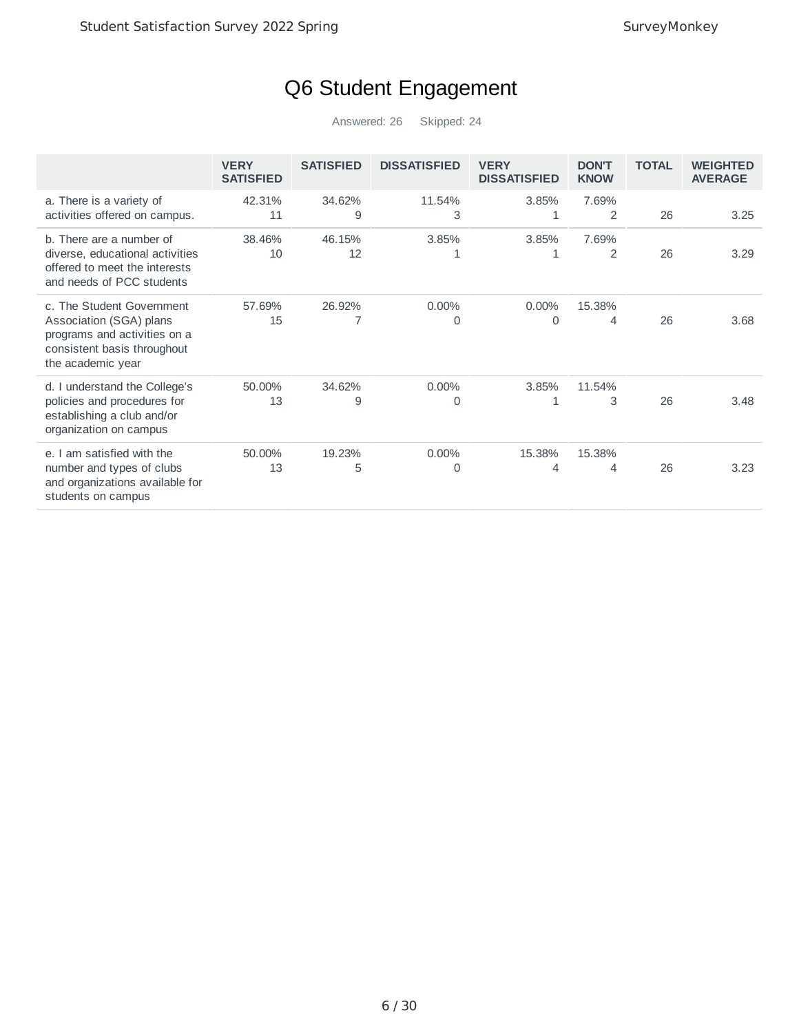# Q6 Student Engagement

Answered: 26 Skipped: 24

| | VERY SATISFIED | SATISFIED | DISSATISFIED | VERY DISSATISFIED | DON'T KNOW | TOTAL | WEIGHTED AVERAGE |
|---|---|---|---|---|---|---|---|
| a. There is a variety of activities offered on campus. | 42.31% 11 | 34.62% 9 | 11.54% 3 | 3.85% 1 | 7.69% 2 | 26 | 3.25 |
| b. There are a number of diverse, educational activities offered to meet the interests and needs of PCC students | 38.46% 10 | 46.15% 12 | 3.85% 1 | 3.85% 1 | 7.69% 2 | 26 | 3.29 |
| c. The Student Government Association (SGA) plans programs and activities on a consistent basis throughout the academic year | 57.69% 15 | 26.92% 7 | 0.00% 0 | 0.00% 0 | 15.38% 4 | 26 | 3.68 |
| d. I understand the College's policies and procedures for establishing a club and/or organization on campus | 50.00% 13 | 34.62% 9 | 0.00% 0 | 3.85% 1 | 11.54% 3 | 26 | 3.48 |
| e. I am satisfied with the number and types of clubs and organizations available for students on campus | 50.00% 13 | 19.23% 5 | 0.00% 0 | 15.38% 4 | 15.38% 4 | 26 | 3.23 |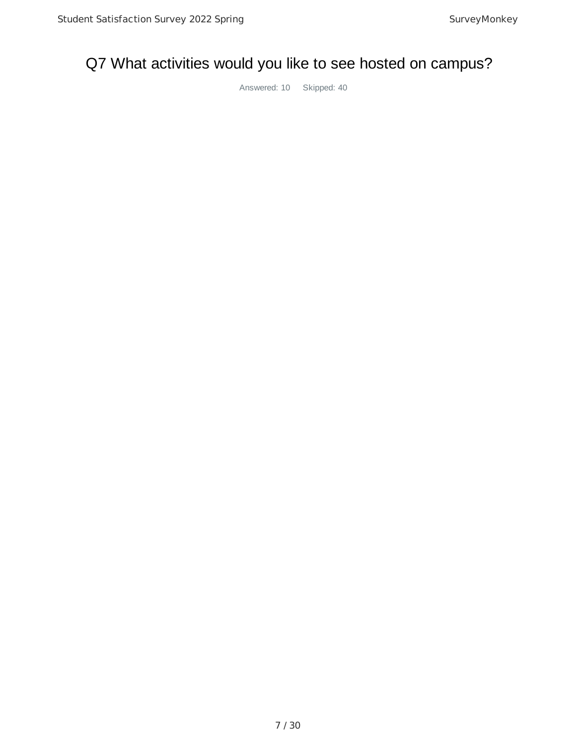# Q7 What activities would you like to see hosted on campus?

Answered: 10 Skipped: 40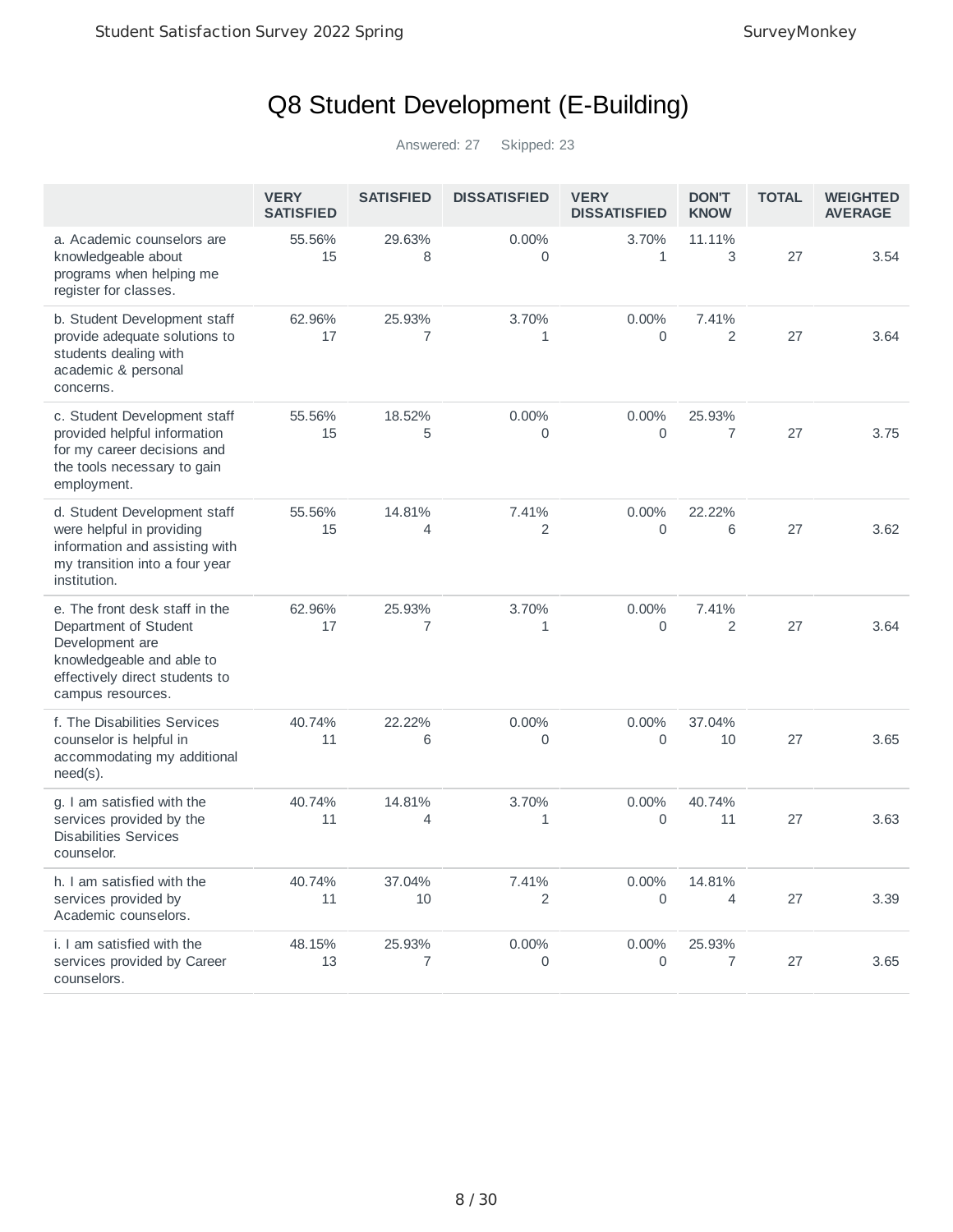# Q8 Student Development (E-Building)

Answered: 27 Skipped: 23

| | VERY SATISFIED | SATISFIED | DISSATISFIED | VERY DISSATISFIED | DON'T KNOW | TOTAL | WEIGHTED AVERAGE |
|---|---|---|---|---|---|---|---|
| a. Academic counselors are knowledgeable about programs when helping me register for classes. | 55.56% 15 | 29.63% 8 | 0.00% 0 | 3.70% 1 | 11.11% 3 | 27 | 3.54 |
| b. Student Development staff provide adequate solutions to students dealing with academic & personal concerns. | 62.96% 17 | 25.93% 7 | 3.70% 1 | 0.00% 0 | 7.41% 2 | 27 | 3.64 |
| c. Student Development staff provided helpful information for my career decisions and the tools necessary to gain employment. | 55.56% 15 | 18.52% 5 | 0.00% 0 | 0.00% 0 | 25.93% 7 | 27 | 3.75 |
| d. Student Development staff were helpful in providing information and assisting with my transition into a four year institution. | 55.56% 15 | 14.81% 4 | 7.41% 2 | 0.00% 0 | 22.22% 6 | 27 | 3.62 |
| e. The front desk staff in the Department of Student Development are knowledgeable and able to effectively direct students to campus resources. | 62.96% 17 | 25.93% 7 | 3.70% 1 | 0.00% 0 | 7.41% 2 | 27 | 3.64 |
| f. The Disabilities Services counselor is helpful in accommodating my additional need(s). | 40.74% 11 | 22.22% 6 | 0.00% 0 | 0.00% 0 | 37.04% 10 | 27 | 3.65 |
| g. I am satisfied with the services provided by the Disabilities Services counselor. | 40.74% 11 | 14.81% 4 | 3.70% 1 | 0.00% 0 | 40.74% 11 | 27 | 3.63 |
| h. I am satisfied with the services provided by Academic counselors. | 40.74% 11 | 37.04% 10 | 7.41% 2 | 0.00% 0 | 14.81% 4 | 27 | 3.39 |
| i. I am satisfied with the services provided by Career counselors. | 48.15% 13 | 25.93% 7 | 0.00% 0 | 0.00% 0 | 25.93% 7 | 27 | 3.65 |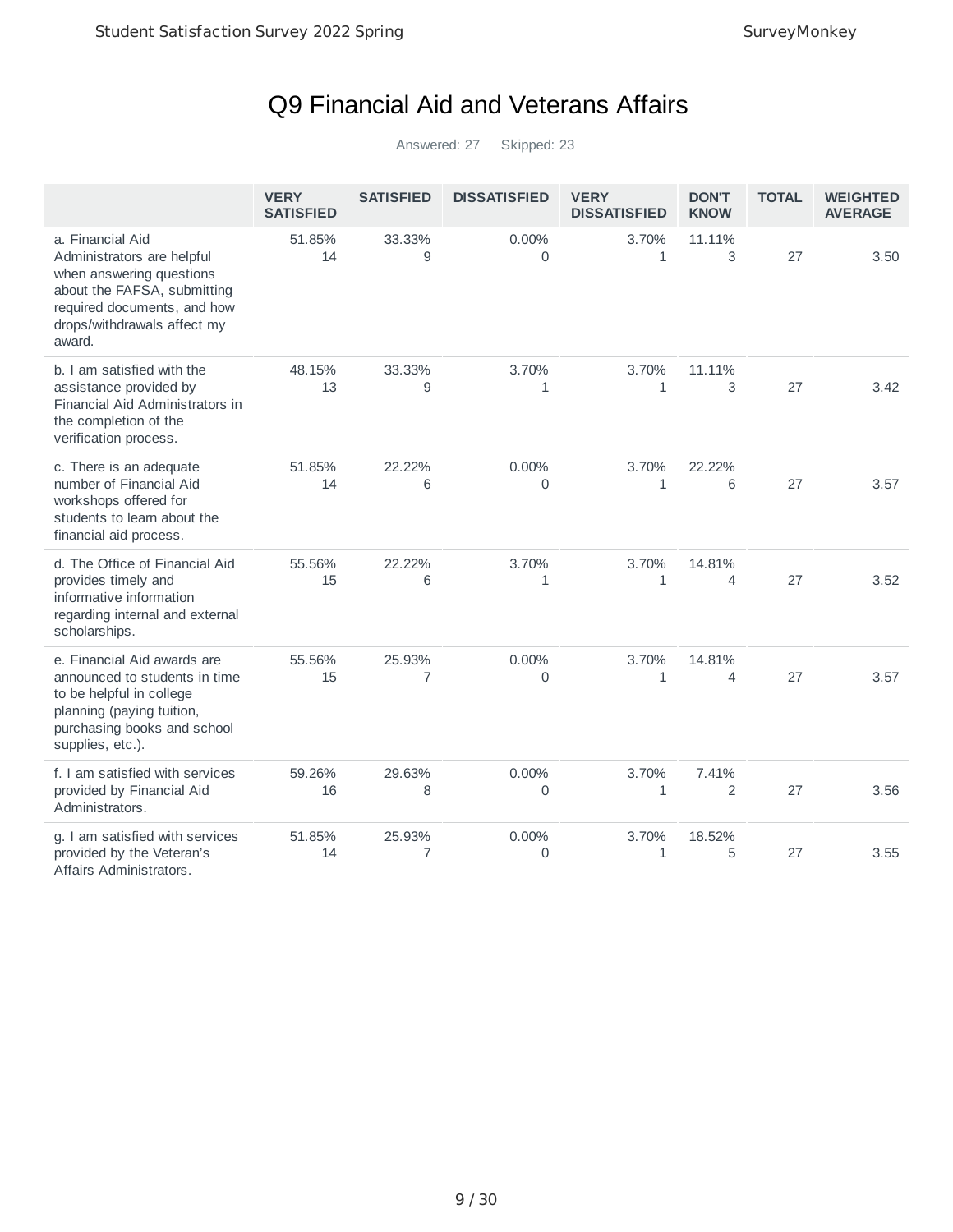# Q9 Financial Aid and Veterans Affairs

Answered: 27 Skipped: 23

| | VERY SATISFIED | SATISFIED | DISSATISFIED | VERY DISSATISFIED | DON'T KNOW | TOTAL | WEIGHTED AVERAGE |
|---|---|---|---|---|---|---|---|
| a. Financial Aid Administrators are helpful when answering questions about the FAFSA, submitting required documents, and how drops/withdrawals affect my award. | 51.85% 14 | 33.33% 9 | 0.00% 0 | 3.70% 1 | 11.11% 3 | 27 | 3.50 |
| b. I am satisfied with the assistance provided by Financial Aid Administrators in the completion of the verification process. | 48.15% 13 | 33.33% 9 | 3.70% 1 | 3.70% 1 | 11.11% 3 | 27 | 3.42 |
| c. There is an adequate number of Financial Aid workshops offered for students to learn about the financial aid process. | 51.85% 14 | 22.22% 6 | 0.00% 0 | 3.70% 1 | 22.22% 6 | 27 | 3.57 |
| d. The Office of Financial Aid provides timely and informative information regarding internal and external scholarships. | 55.56% 15 | 22.22% 6 | 3.70% 1 | 3.70% 1 | 14.81% 4 | 27 | 3.52 |
| e. Financial Aid awards are announced to students in time to be helpful in college planning (paying tuition, purchasing books and school supplies, etc.). | 55.56% 15 | 25.93% 7 | 0.00% 0 | 3.70% 1 | 14.81% 4 | 27 | 3.57 |
| f. I am satisfied with services provided by Financial Aid Administrators. | 59.26% 16 | 29.63% 8 | 0.00% 0 | 3.70% 1 | 7.41% 2 | 27 | 3.56 |
| g. I am satisfied with services provided by the Veteran's Affairs Administrators. | 51.85% 14 | 25.93% 7 | 0.00% 0 | 3.70% 1 | 18.52% 5 | 27 | 3.55 |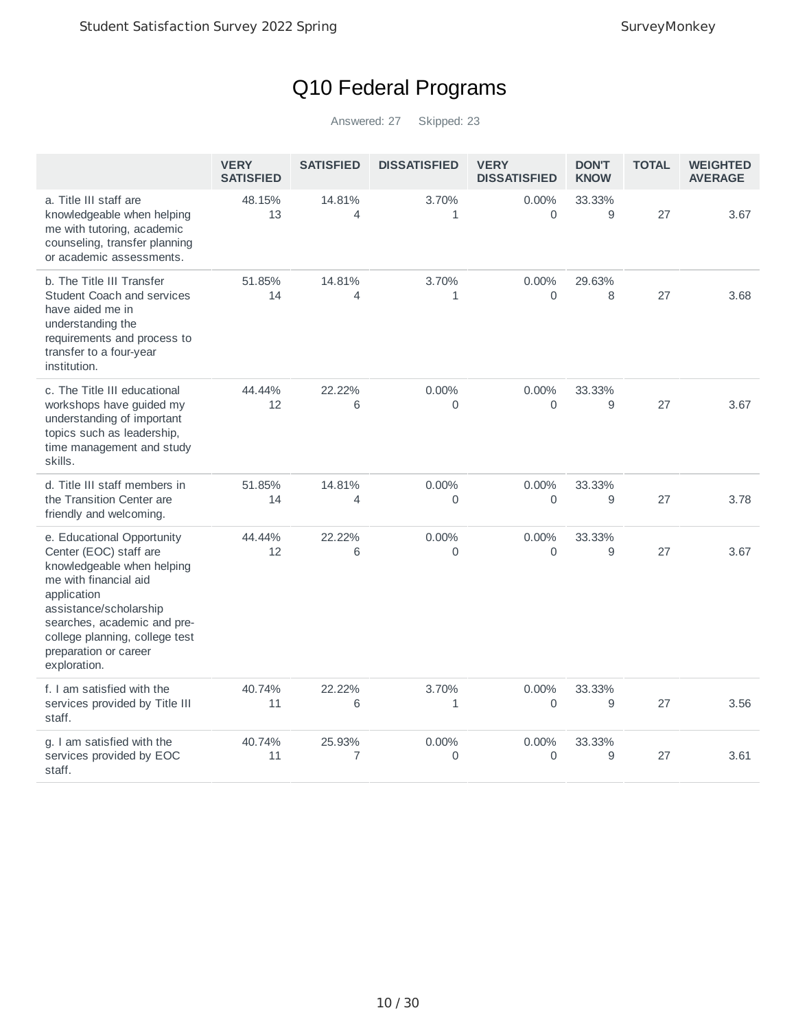# Q10 Federal Programs

Answered: 27 Skipped: 23

| | VERY SATISFIED | SATISFIED | DISSATISFIED | VERY DISSATISFIED | DON'T KNOW | TOTAL | WEIGHTED AVERAGE |
|---|---|---|---|---|---|---|---|
| a. Title III staff are knowledgeable when helping me with tutoring, academic counseling, transfer planning or academic assessments. | 48.15% 13 | 14.81% 4 | 3.70% 1 | 0.00% 0 | 33.33% 9 | 27 | 3.67 |
| b. The Title III Transfer Student Coach and services have aided me in understanding the requirements and process to transfer to a four-year institution. | 51.85% 14 | 14.81% 4 | 3.70% 1 | 0.00% 0 | 29.63% 8 | 27 | 3.68 |
| c. The Title III educational workshops have guided my understanding of important topics such as leadership, time management and study skills. | 44.44% 12 | 22.22% 6 | 0.00% 0 | 0.00% 0 | 33.33% 9 | 27 | 3.67 |
| d. Title III staff members in the Transition Center are friendly and welcoming. | 51.85% 14 | 14.81% 4 | 0.00% 0 | 0.00% 0 | 33.33% 9 | 27 | 3.78 |
| e. Educational Opportunity Center (EOC) staff are knowledgeable when helping me with financial aid application assistance/scholarship searches, academic and pre-college planning, college test preparation or career exploration. | 44.44% 12 | 22.22% 6 | 0.00% 0 | 0.00% 0 | 33.33% 9 | 27 | 3.67 |
| f. I am satisfied with the services provided by Title III staff. | 40.74% 11 | 22.22% 6 | 3.70% 1 | 0.00% 0 | 33.33% 9 | 27 | 3.56 |
| g. I am satisfied with the services provided by EOC staff. | 40.74% 11 | 25.93% 7 | 0.00% 0 | 0.00% 0 | 33.33% 9 | 27 | 3.61 |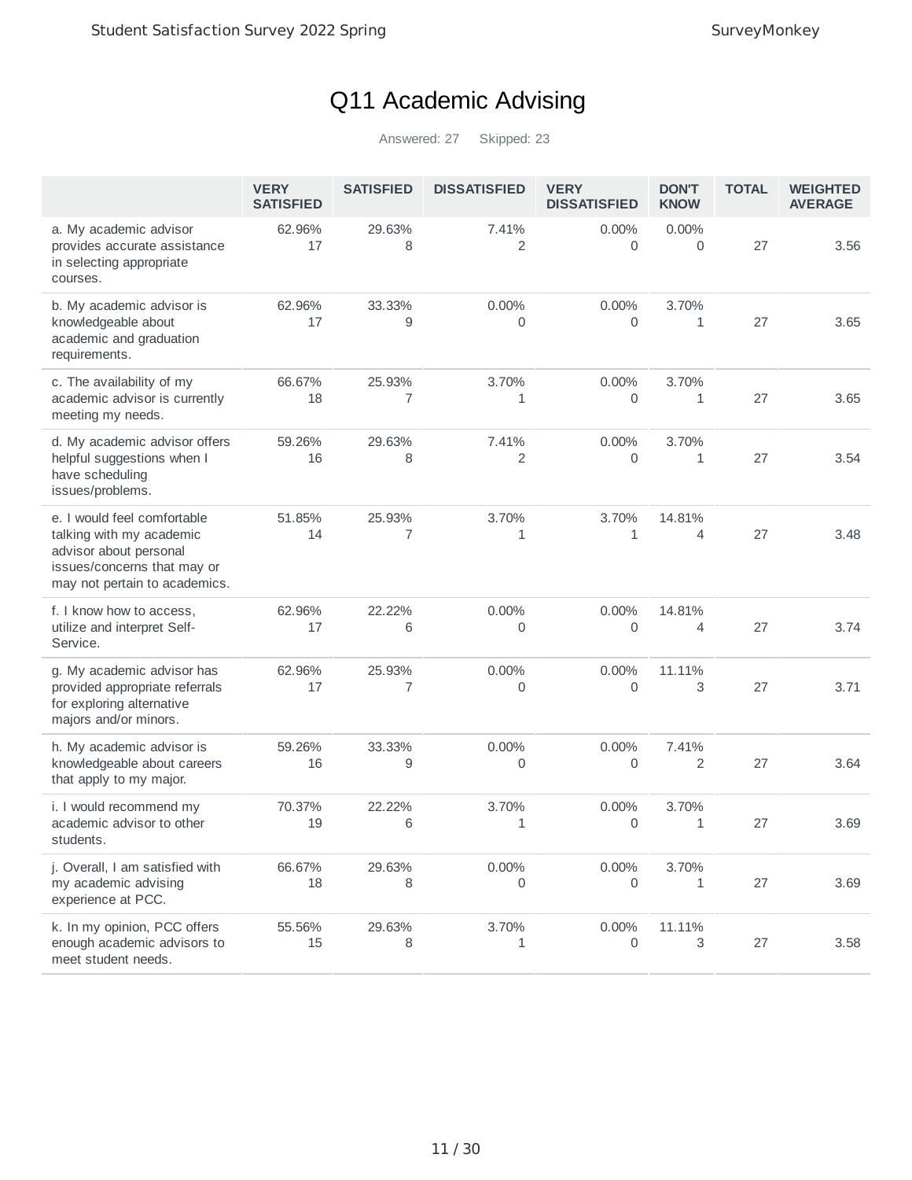# Q11 Academic Advising

Answered: 27 Skipped: 23

| | VERY SATISFIED | SATISFIED | DISSATISFIED | VERY DISSATISFIED | DON'T KNOW | TOTAL | WEIGHTED AVERAGE |
|---|---|---|---|---|---|---|---|
| a. My academic advisor provides accurate assistance in selecting appropriate courses. | 62.96% 17 | 29.63% 8 | 7.41% 2 | 0.00% 0 | 0.00% 0 | 27 | 3.56 |
| b. My academic advisor is knowledgeable about academic and graduation requirements. | 62.96% 17 | 33.33% 9 | 0.00% 0 | 0.00% 0 | 3.70% 1 | 27 | 3.65 |
| c. The availability of my academic advisor is currently meeting my needs. | 66.67% 18 | 25.93% 7 | 3.70% 1 | 0.00% 0 | 3.70% 1 | 27 | 3.65 |
| d. My academic advisor offers helpful suggestions when I have scheduling issues/problems. | 59.26% 16 | 29.63% 8 | 7.41% 2 | 0.00% 0 | 3.70% 1 | 27 | 3.54 |
| e. I would feel comfortable talking with my academic advisor about personal issues/concerns that may or may not pertain to academics. | 51.85% 14 | 25.93% 7 | 3.70% 1 | 3.70% 1 | 14.81% 4 | 27 | 3.48 |
| f. I know how to access, utilize and interpret Self-Service. | 62.96% 17 | 22.22% 6 | 0.00% 0 | 0.00% 0 | 14.81% 4 | 27 | 3.74 |
| g. My academic advisor has provided appropriate referrals for exploring alternative majors and/or minors. | 62.96% 17 | 25.93% 7 | 0.00% 0 | 0.00% 0 | 11.11% 3 | 27 | 3.71 |
| h. My academic advisor is knowledgeable about careers that apply to my major. | 59.26% 16 | 33.33% 9 | 0.00% 0 | 0.00% 0 | 7.41% 2 | 27 | 3.64 |
| i. I would recommend my academic advisor to other students. | 70.37% 19 | 22.22% 6 | 3.70% 1 | 0.00% 0 | 3.70% 1 | 27 | 3.69 |
| j. Overall, I am satisfied with my academic advising experience at PCC. | 66.67% 18 | 29.63% 8 | 0.00% 0 | 0.00% 0 | 3.70% 1 | 27 | 3.69 |
| k. In my opinion, PCC offers enough academic advisors to meet student needs. | 55.56% 15 | 29.63% 8 | 3.70% 1 | 0.00% 0 | 11.11% 3 | 27 | 3.58 |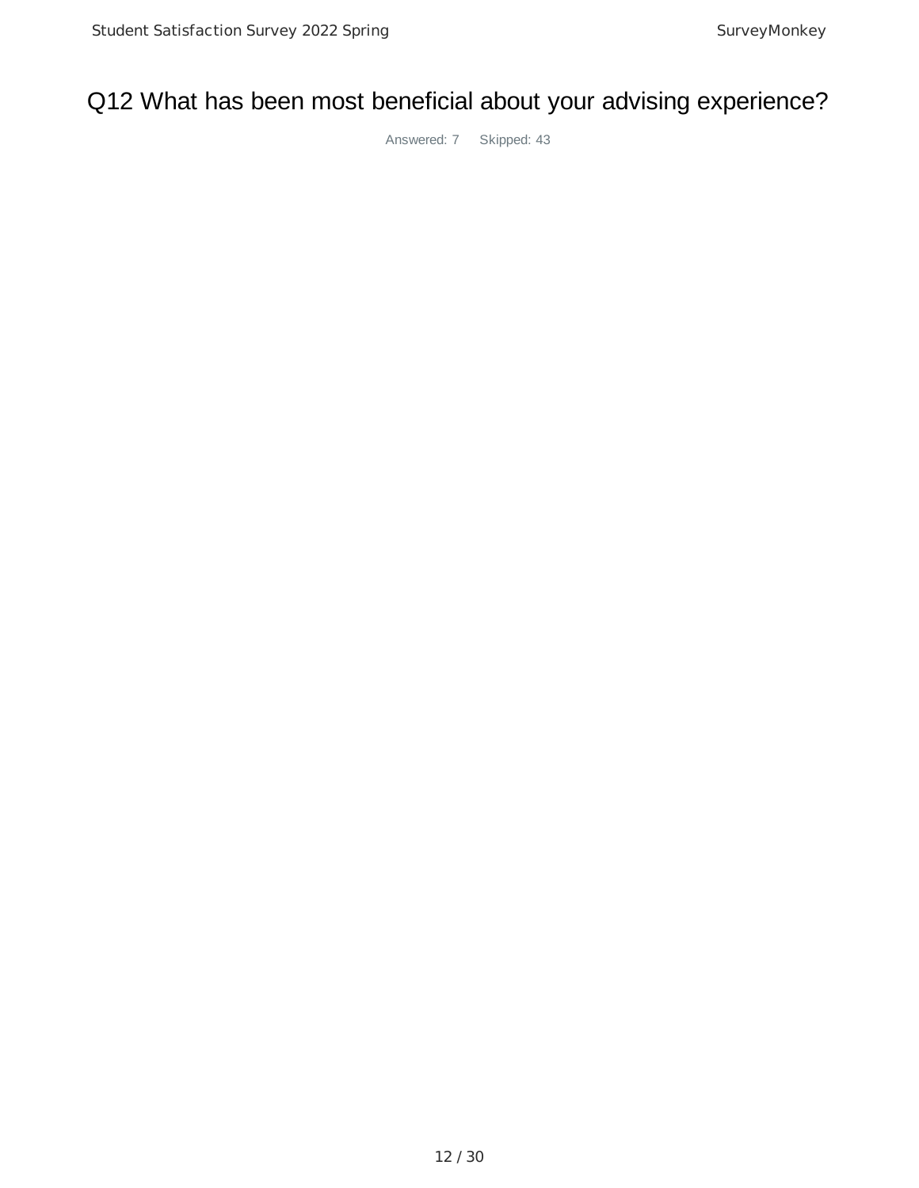# Q12 What has been most beneficial about your advising experience?

Answered: 7 Skipped: 43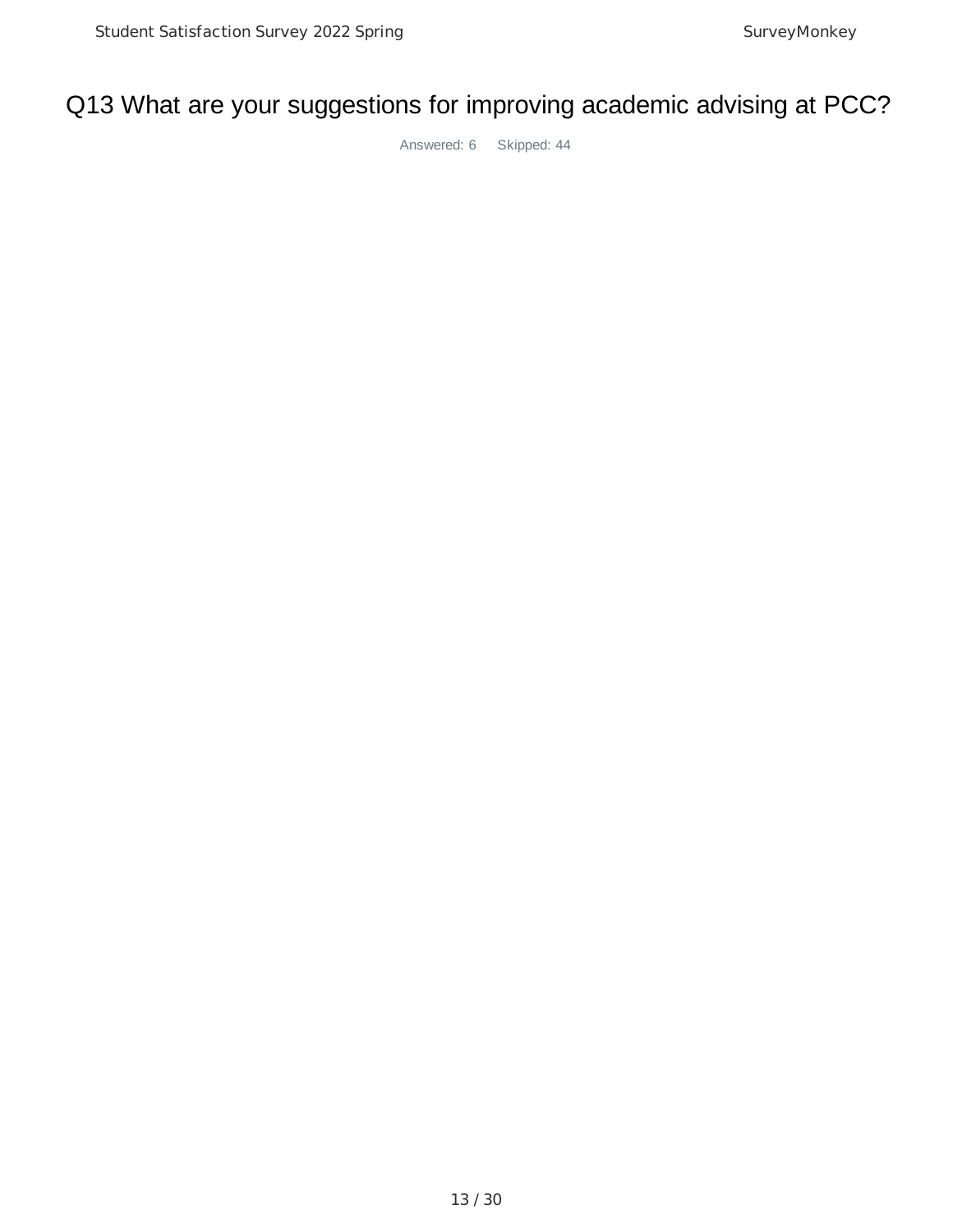# Q13 What are your suggestions for improving academic advising at PCC?

Answered: 6 Skipped: 44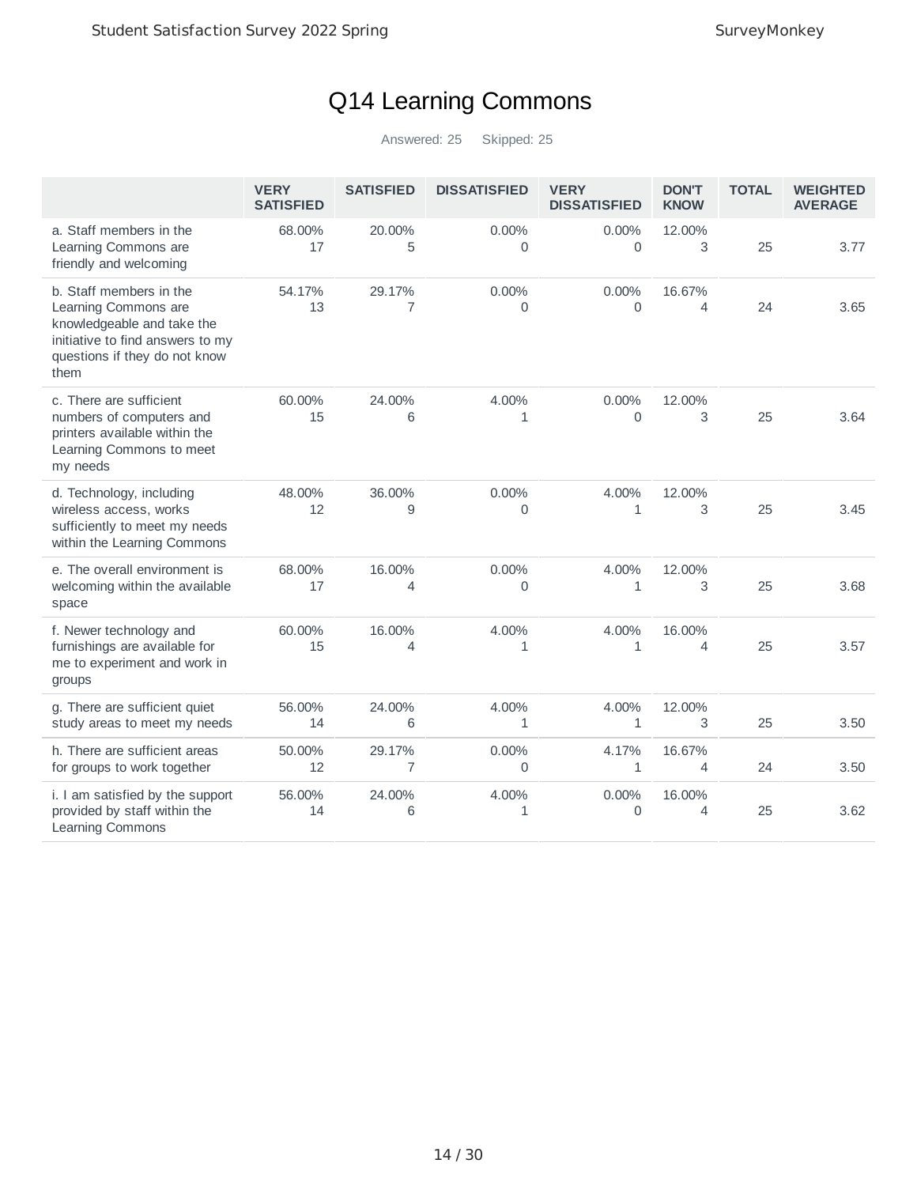# Q14 Learning Commons

Answered: 25 Skipped: 25

| | VERY SATISFIED | SATISFIED | DISSATISFIED | VERY DISSATISFIED | DON'T KNOW | TOTAL | WEIGHTED AVERAGE |
|---|---|---|---|---|---|---|---|
| a. Staff members in the Learning Commons are friendly and welcoming | 68.00% 17 | 20.00% 5 | 0.00% 0 | 0.00% 0 | 12.00% 3 | 25 | 3.77 |
| b. Staff members in the Learning Commons are knowledgeable and take the initiative to find answers to my questions if they do not know them | 54.17% 13 | 29.17% 7 | 0.00% 0 | 0.00% 0 | 16.67% 4 | 24 | 3.65 |
| c. There are sufficient numbers of computers and printers available within the Learning Commons to meet my needs | 60.00% 15 | 24.00% 6 | 4.00% 1 | 0.00% 0 | 12.00% 3 | 25 | 3.64 |
| d. Technology, including wireless access, works sufficiently to meet my needs within the Learning Commons | 48.00% 12 | 36.00% 9 | 0.00% 0 | 4.00% 1 | 12.00% 3 | 25 | 3.45 |
| e. The overall environment is welcoming within the available space | 68.00% 17 | 16.00% 4 | 0.00% 0 | 4.00% 1 | 12.00% 3 | 25 | 3.68 |
| f. Newer technology and furnishings are available for me to experiment and work in groups | 60.00% 15 | 16.00% 4 | 4.00% 1 | 4.00% 1 | 16.00% 4 | 25 | 3.57 |
| g. There are sufficient quiet study areas to meet my needs | 56.00% 14 | 24.00% 6 | 4.00% 1 | 4.00% 1 | 12.00% 3 | 25 | 3.50 |
| h. There are sufficient areas for groups to work together | 50.00% 12 | 29.17% 7 | 0.00% 0 | 4.17% 1 | 16.67% 4 | 24 | 3.50 |
| i. I am satisfied by the support provided by staff within the Learning Commons | 56.00% 14 | 24.00% 6 | 4.00% 1 | 0.00% 0 | 16.00% 4 | 25 | 3.62 |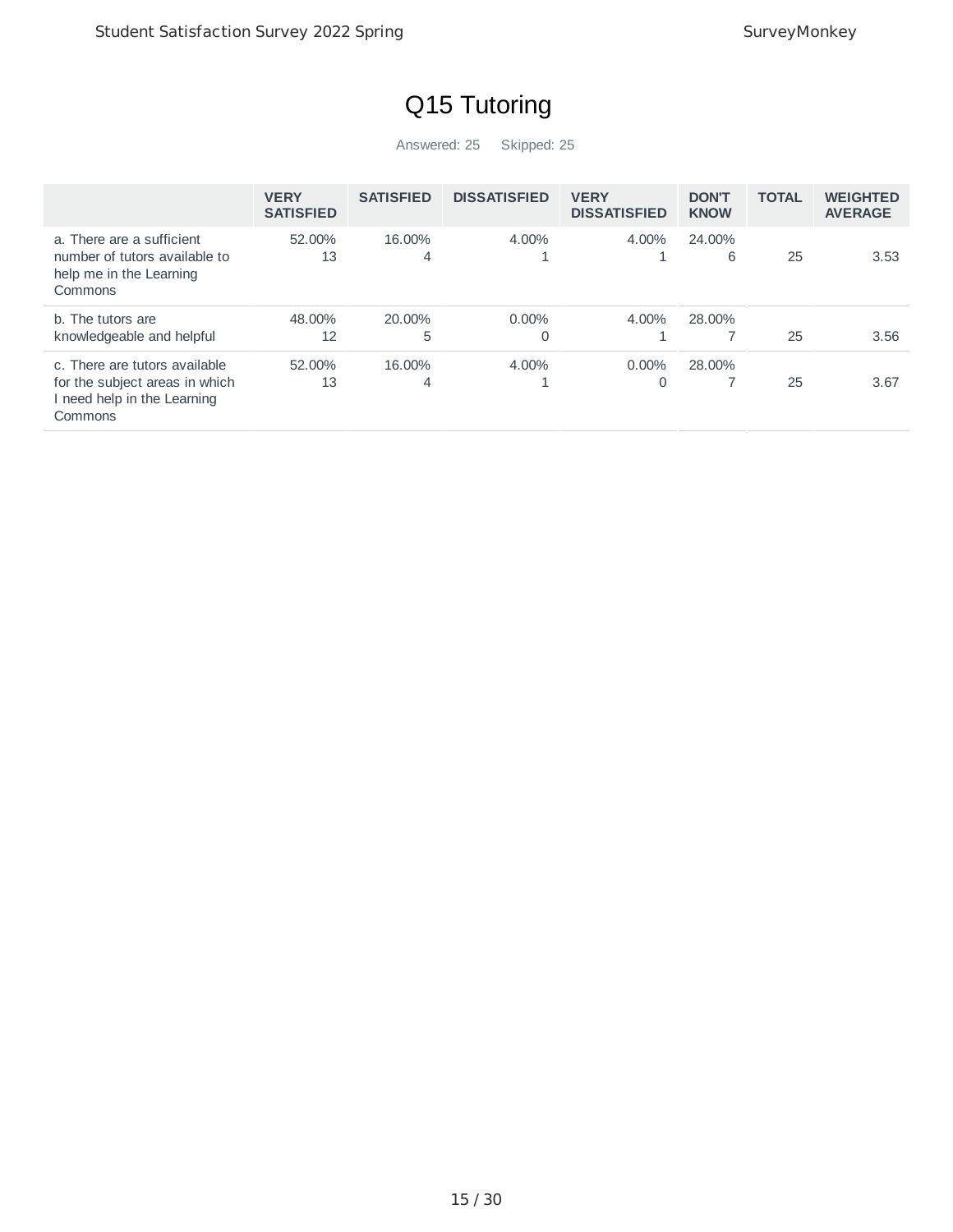# Q15 Tutoring

Answered: 25 Skipped: 25

| | VERY SATISFIED | SATISFIED | DISSATISFIED | VERY DISSATISFIED | DON'T KNOW | TOTAL | WEIGHTED AVERAGE |
|---|---|---|---|---|---|---|---|
| a. There are a sufficient number of tutors available to help me in the Learning Commons | 52.00% 13 | 16.00% 4 | 4.00% 1 | 4.00% 1 | 24.00% 6 | 25 | 3.53 |
| b. The tutors are knowledgeable and helpful | 48.00% 12 | 20.00% 5 | 0.00% 0 | 4.00% 1 | 28.00% 7 | 25 | 3.56 |
| c. There are tutors available for the subject areas in which I need help in the Learning Commons | 52.00% 13 | 16.00% 4 | 4.00% 1 | 0.00% 0 | 28.00% 7 | 25 | 3.67 |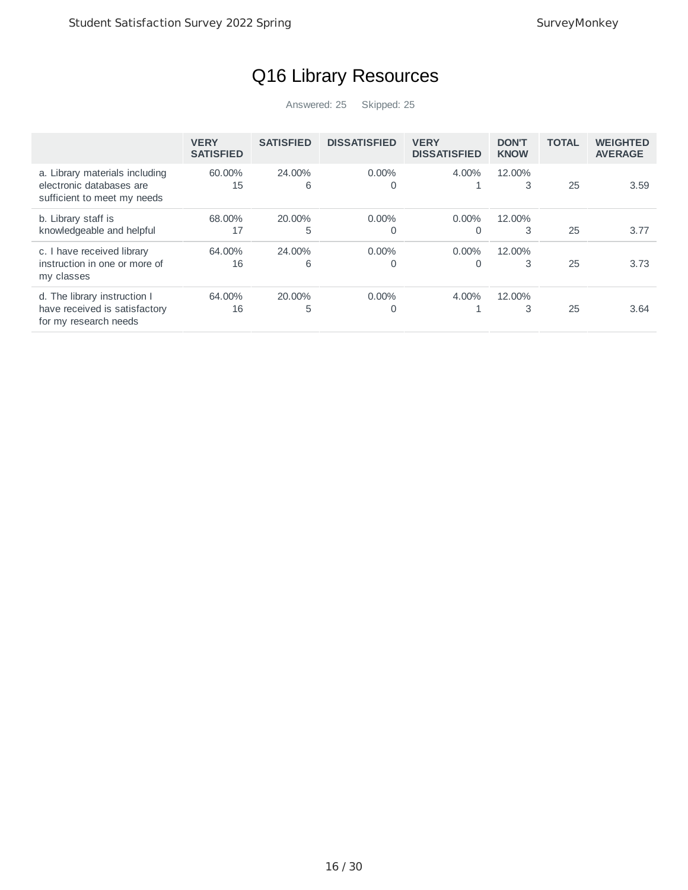# Q16 Library Resources

Answered: 25 Skipped: 25

| | VERY SATISFIED | SATISFIED | DISSATISFIED | VERY DISSATISFIED | DON'T KNOW | TOTAL | WEIGHTED AVERAGE |
|---|---|---|---|---|---|---|---|
| a. Library materials including electronic databases are sufficient to meet my needs | 60.00%<br>15 | 24.00%<br>6 | 0.00%<br>0 | 4.00%<br>1 | 12.00%<br>3 | 25 | 3.59 |
| b. Library staff is knowledgeable and helpful | 68.00%<br>17 | 20.00%<br>5 | 0.00%<br>0 | 0.00%<br>0 | 12.00%<br>3 | 25 | 3.77 |
| c. I have received library instruction in one or more of my classes | 64.00%<br>16 | 24.00%<br>6 | 0.00%<br>0 | 0.00%<br>0 | 12.00%<br>3 | 25 | 3.73 |
| d. The library instruction I have received is satisfactory for my research needs | 64.00%<br>16 | 20.00%<br>5 | 0.00%<br>0 | 4.00%<br>1 | 12.00%<br>3 | 25 | 3.64 |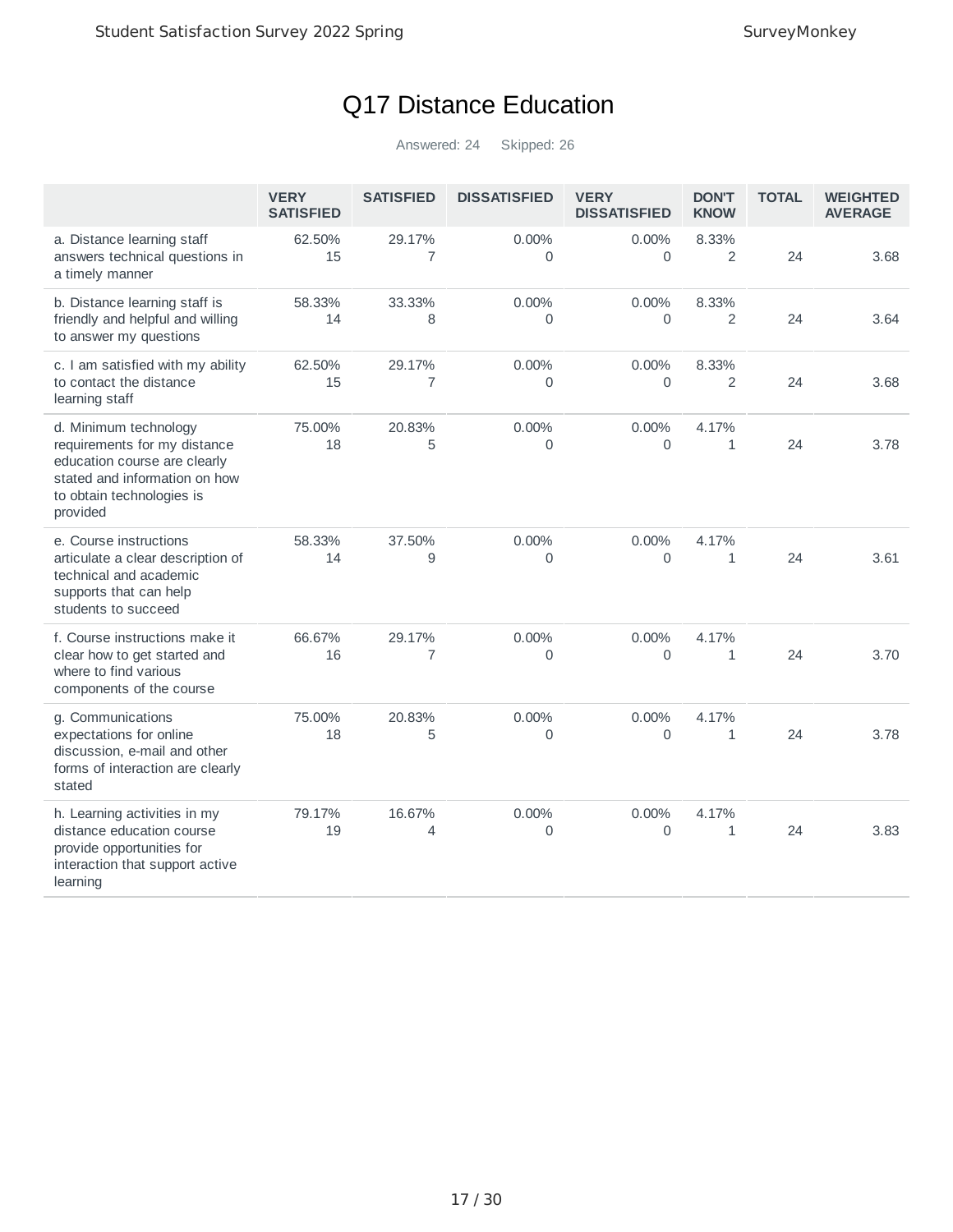# Q17 Distance Education

Answered: 24 Skipped: 26

| | VERY SATISFIED | SATISFIED | DISSATISFIED | VERY DISSATISFIED | DON'T KNOW | TOTAL | WEIGHTED AVERAGE |
|---|---|---|---|---|---|---|---|
| a. Distance learning staff answers technical questions in a timely manner | 62.50% 15 | 29.17% 7 | 0.00% 0 | 0.00% 0 | 8.33% 2 | 24 | 3.68 |
| b. Distance learning staff is friendly and helpful and willing to answer my questions | 58.33% 14 | 33.33% 8 | 0.00% 0 | 0.00% 0 | 8.33% 2 | 24 | 3.64 |
| c. I am satisfied with my ability to contact the distance learning staff | 62.50% 15 | 29.17% 7 | 0.00% 0 | 0.00% 0 | 8.33% 2 | 24 | 3.68 |
| d. Minimum technology requirements for my distance education course are clearly stated and information on how to obtain technologies is provided | 75.00% 18 | 20.83% 5 | 0.00% 0 | 0.00% 0 | 4.17% 1 | 24 | 3.78 |
| e. Course instructions articulate a clear description of technical and academic supports that can help students to succeed | 58.33% 14 | 37.50% 9 | 0.00% 0 | 0.00% 0 | 4.17% 1 | 24 | 3.61 |
| f. Course instructions make it clear how to get started and where to find various components of the course | 66.67% 16 | 29.17% 7 | 0.00% 0 | 0.00% 0 | 4.17% 1 | 24 | 3.70 |
| g. Communications expectations for online discussion, e-mail and other forms of interaction are clearly stated | 75.00% 18 | 20.83% 5 | 0.00% 0 | 0.00% 0 | 4.17% 1 | 24 | 3.78 |
| h. Learning activities in my distance education course provide opportunities for interaction that support active learning | 79.17% 19 | 16.67% 4 | 0.00% 0 | 0.00% 0 | 4.17% 1 | 24 | 3.83 |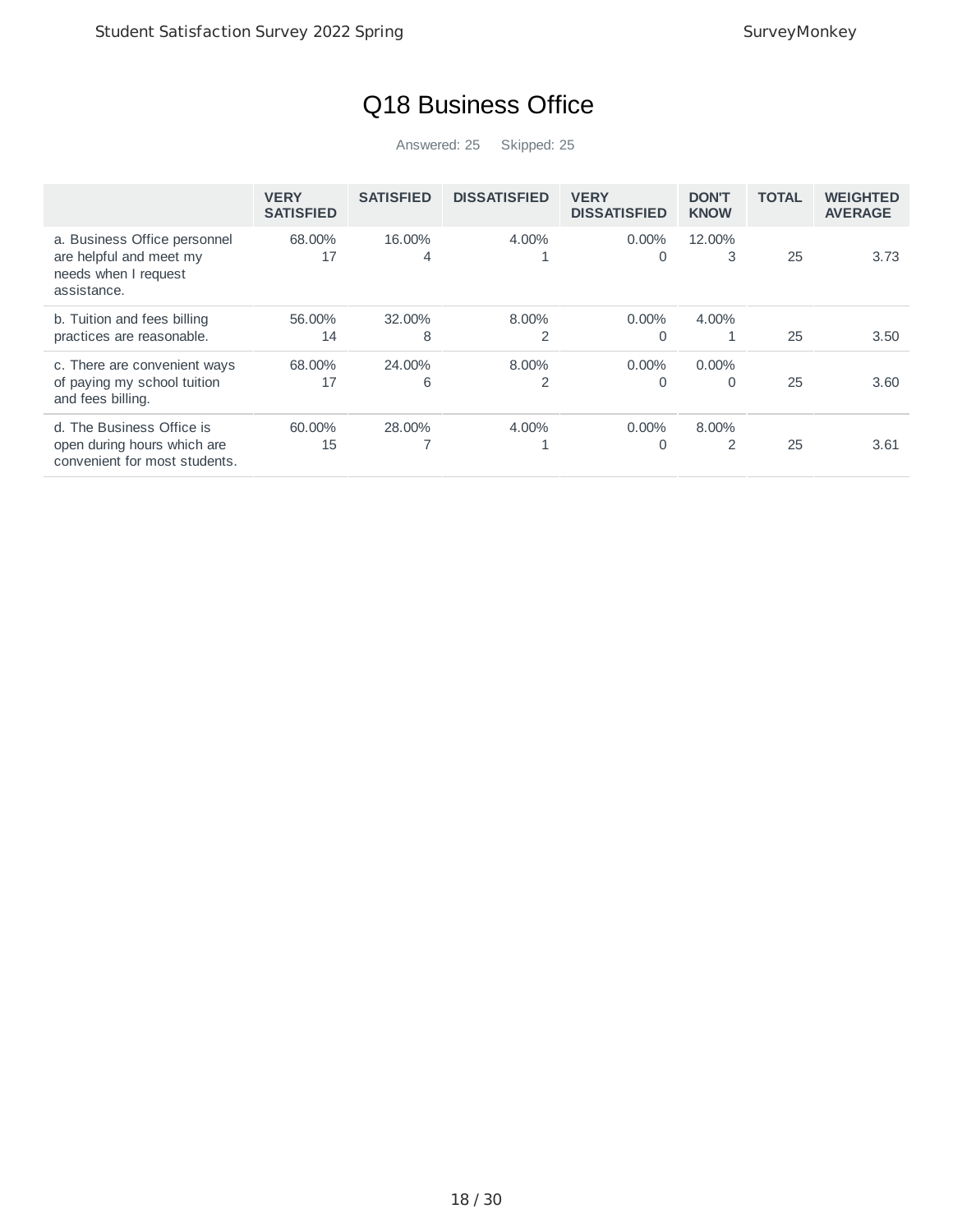# Q18 Business Office

Answered: 25 Skipped: 25

| | VERY SATISFIED | SATISFIED | DISSATISFIED | VERY DISSATISFIED | DON'T KNOW | TOTAL | WEIGHTED AVERAGE |
|---|---|---|---|---|---|---|---|
| a. Business Office personnel are helpful and meet my needs when I request assistance. | 68.00% 17 | 16.00% 4 | 4.00% 1 | 0.00% 0 | 12.00% 3 | 25 | 3.73 |
| b. Tuition and fees billing practices are reasonable. | 56.00% 14 | 32.00% 8 | 8.00% 2 | 0.00% 0 | 4.00% 1 | 25 | 3.50 |
| c. There are convenient ways of paying my school tuition and fees billing. | 68.00% 17 | 24.00% 6 | 8.00% 2 | 0.00% 0 | 0.00% 0 | 25 | 3.60 |
| d. The Business Office is open during hours which are convenient for most students. | 60.00% 15 | 28.00% 7 | 4.00% 1 | 0.00% 0 | 8.00% 2 | 25 | 3.61 |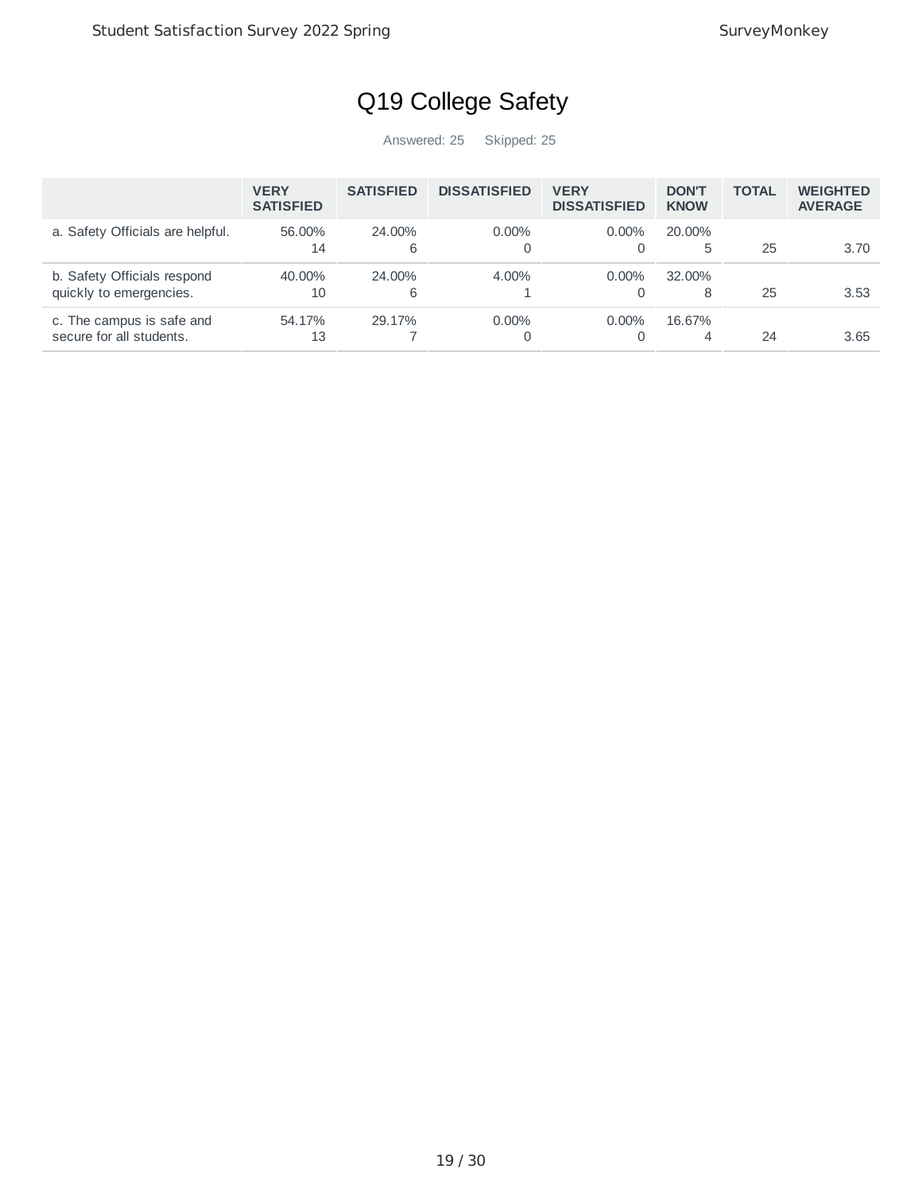# Q19 College Safety

Answered: 25 Skipped: 25

| | VERY SATISFIED | SATISFIED | DISSATISFIED | VERY DISSATISFIED | DON'T KNOW | TOTAL | WEIGHTED AVERAGE |
|---|---|---|---|---|---|---|---|
| a. Safety Officials are helpful. | 56.00% 14 | 24.00% 6 | 0.00% 0 | 0.00% 0 | 20.00% 5 | 25 | 3.70 |
| b. Safety Officials respond quickly to emergencies. | 40.00% 10 | 24.00% 6 | 4.00% 1 | 0.00% 0 | 32.00% 8 | 25 | 3.53 |
| c. The campus is safe and secure for all students. | 54.17% 13 | 29.17% 7 | 0.00% 0 | 0.00% 0 | 16.67% 4 | 24 | 3.65 |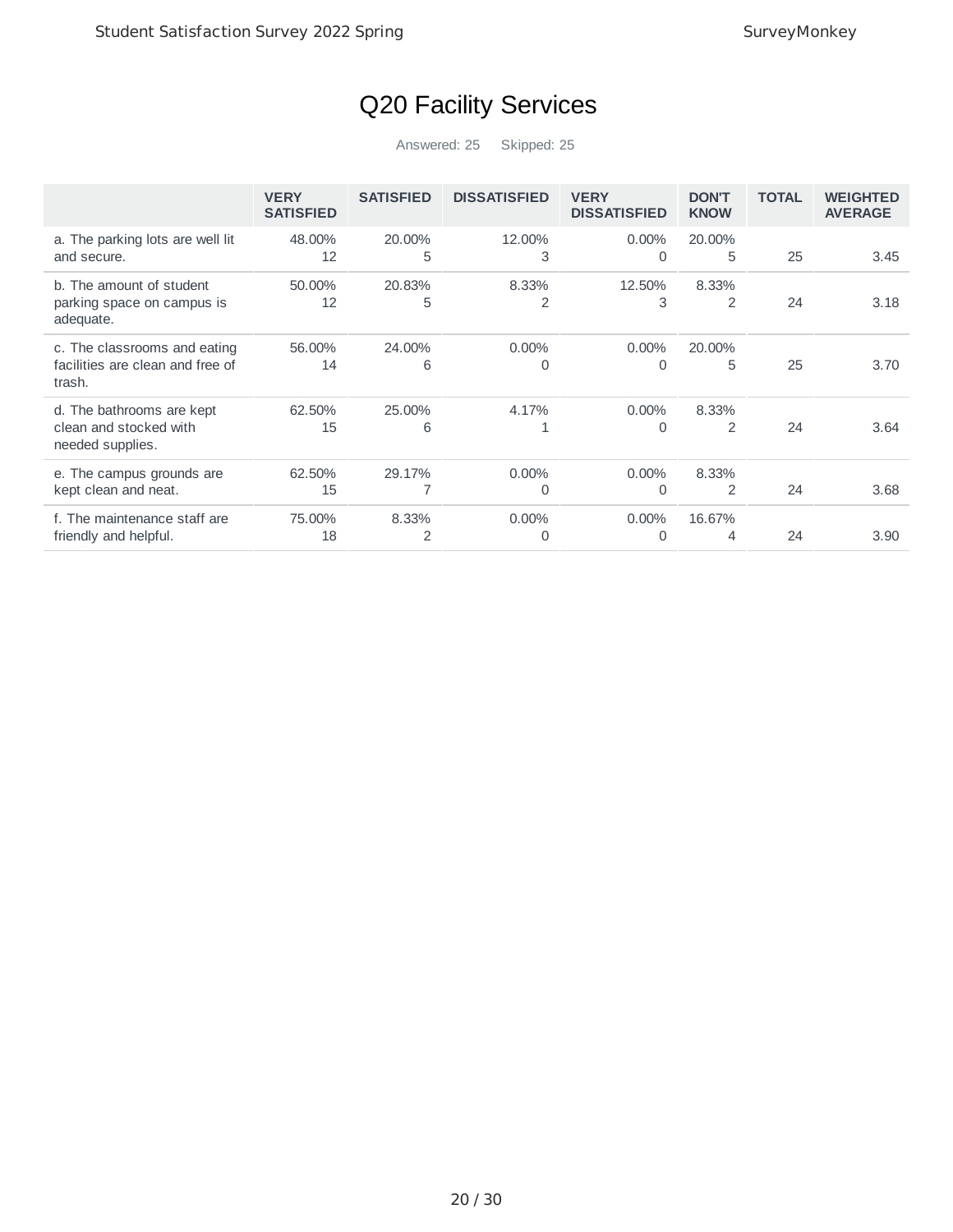# Q20 Facility Services

Answered: 25 Skipped: 25

| | VERY SATISFIED | SATISFIED | DISSATISFIED | VERY DISSATISFIED | DON'T KNOW | TOTAL | WEIGHTED AVERAGE |
|---|---|---|---|---|---|---|---|
| a. The parking lots are well lit and secure. | 48.00% 12 | 20.00% 5 | 12.00% 3 | 0.00% 0 | 20.00% 5 | 25 | 3.45 |
| b. The amount of student parking space on campus is adequate. | 50.00% 12 | 20.83% 5 | 8.33% 2 | 12.50% 3 | 8.33% 2 | 24 | 3.18 |
| c. The classrooms and eating facilities are clean and free of trash. | 56.00% 14 | 24.00% 6 | 0.00% 0 | 0.00% 0 | 20.00% 5 | 25 | 3.70 |
| d. The bathrooms are kept clean and stocked with needed supplies. | 62.50% 15 | 25.00% 6 | 4.17% 1 | 0.00% 0 | 8.33% 2 | 24 | 3.64 |
| e. The campus grounds are kept clean and neat. | 62.50% 15 | 29.17% 7 | 0.00% 0 | 0.00% 0 | 8.33% 2 | 24 | 3.68 |
| f. The maintenance staff are friendly and helpful. | 75.00% 18 | 8.33% 2 | 0.00% 0 | 0.00% 0 | 16.67% 4 | 24 | 3.90 |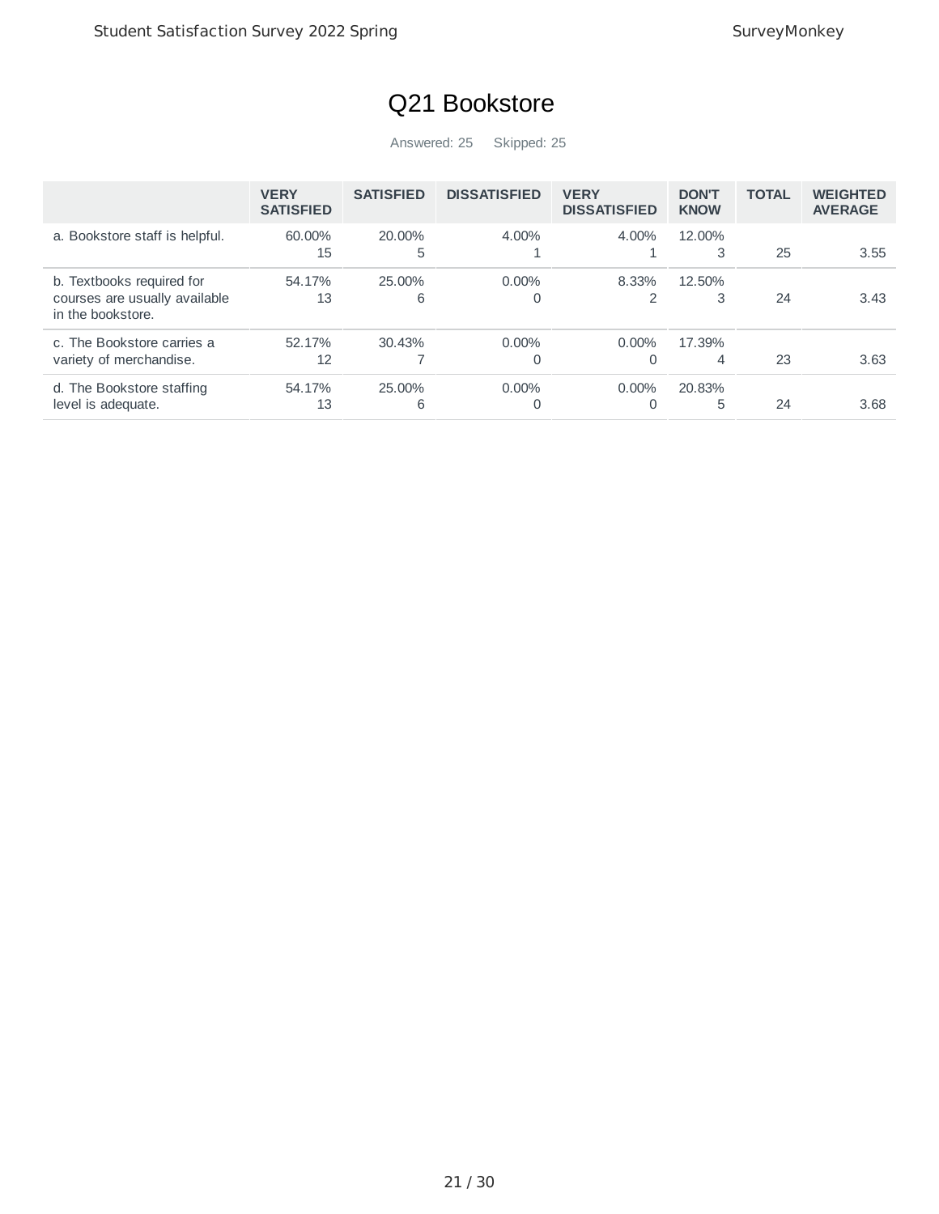# Q21 Bookstore

Answered: 25 Skipped: 25

| | VERY SATISFIED | SATISFIED | DISSATISFIED | VERY DISSATISFIED | DON'T KNOW | TOTAL | WEIGHTED AVERAGE |
|---|---|---|---|---|---|---|---|
| a. Bookstore staff is helpful. | 60.00% 15 | 20.00% 5 | 4.00% 1 | 4.00% 1 | 12.00% 3 | 25 | 3.55 |
| b. Textbooks required for courses are usually available in the bookstore. | 54.17% 13 | 25.00% 6 | 0.00% 0 | 8.33% 2 | 12.50% 3 | 24 | 3.43 |
| c. The Bookstore carries a variety of merchandise. | 52.17% 12 | 30.43% 7 | 0.00% 0 | 0.00% 0 | 17.39% 4 | 23 | 3.63 |
| d. The Bookstore staffing level is adequate. | 54.17% 13 | 25.00% 6 | 0.00% 0 | 0.00% 0 | 20.83% 5 | 24 | 3.68 |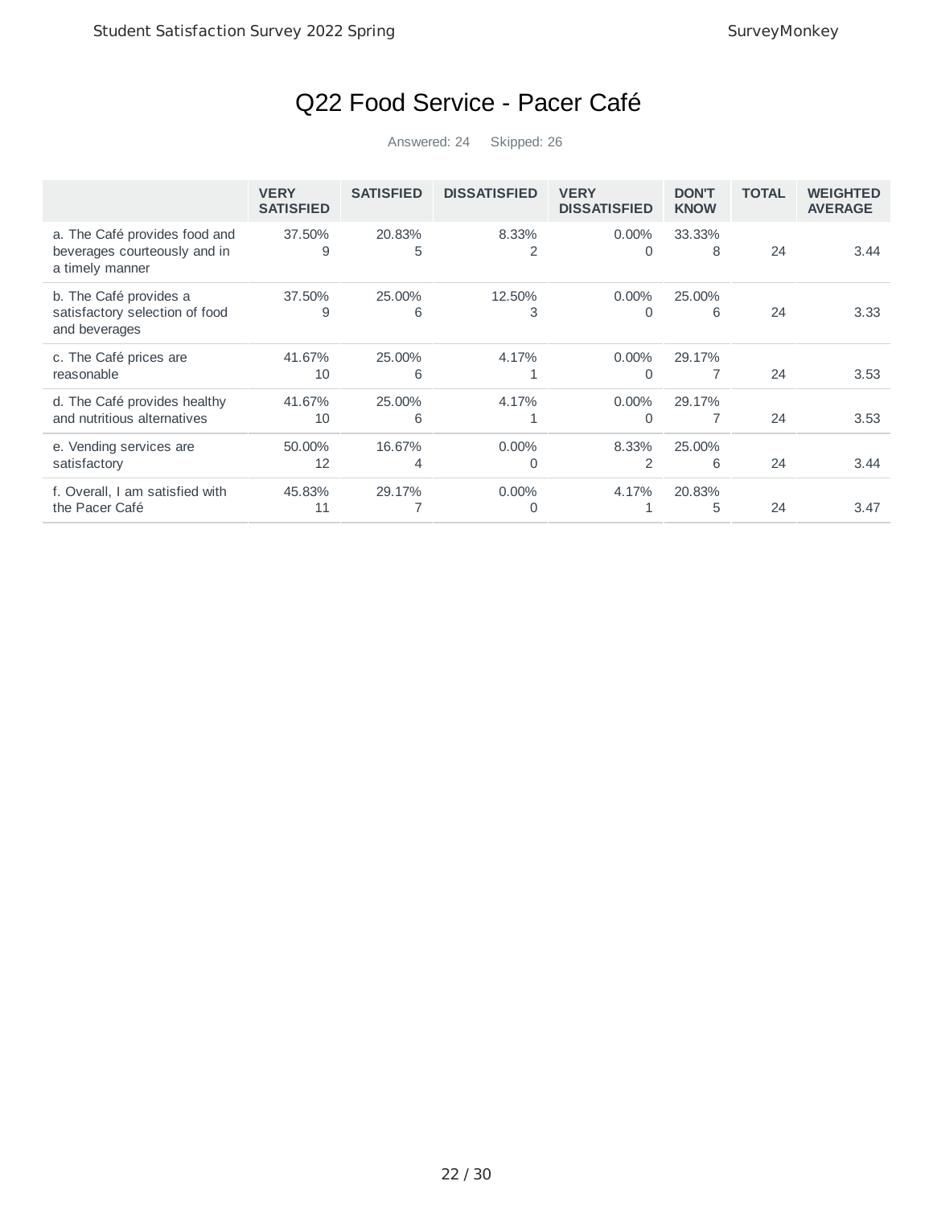# Q22 Food Service - Pacer Café

Answered: 24 Skipped: 26

| | VERY SATISFIED | SATISFIED | DISSATISFIED | VERY DISSATISFIED | DON'T KNOW | TOTAL | WEIGHTED AVERAGE |
|---|---|---|---|---|---|---|---|
| a. The Café provides food and beverages courteously and in a timely manner | 37.50% 9 | 20.83% 5 | 8.33% 2 | 0.00% 0 | 33.33% 8 | 24 | 3.44 |
| b. The Café provides a satisfactory selection of food and beverages | 37.50% 9 | 25.00% 6 | 12.50% 3 | 0.00% 0 | 25.00% 6 | 24 | 3.33 |
| c. The Café prices are reasonable | 41.67% 10 | 25.00% 6 | 4.17% 1 | 0.00% 0 | 29.17% 7 | 24 | 3.53 |
| d. The Café provides healthy and nutritious alternatives | 41.67% 10 | 25.00% 6 | 4.17% 1 | 0.00% 0 | 29.17% 7 | 24 | 3.53 |
| e. Vending services are satisfactory | 50.00% 12 | 16.67% 4 | 0.00% 0 | 8.33% 2 | 25.00% 6 | 24 | 3.44 |
| f. Overall, I am satisfied with the Pacer Café | 45.83% 11 | 29.17% 7 | 0.00% 0 | 4.17% 1 | 20.83% 5 | 24 | 3.47 |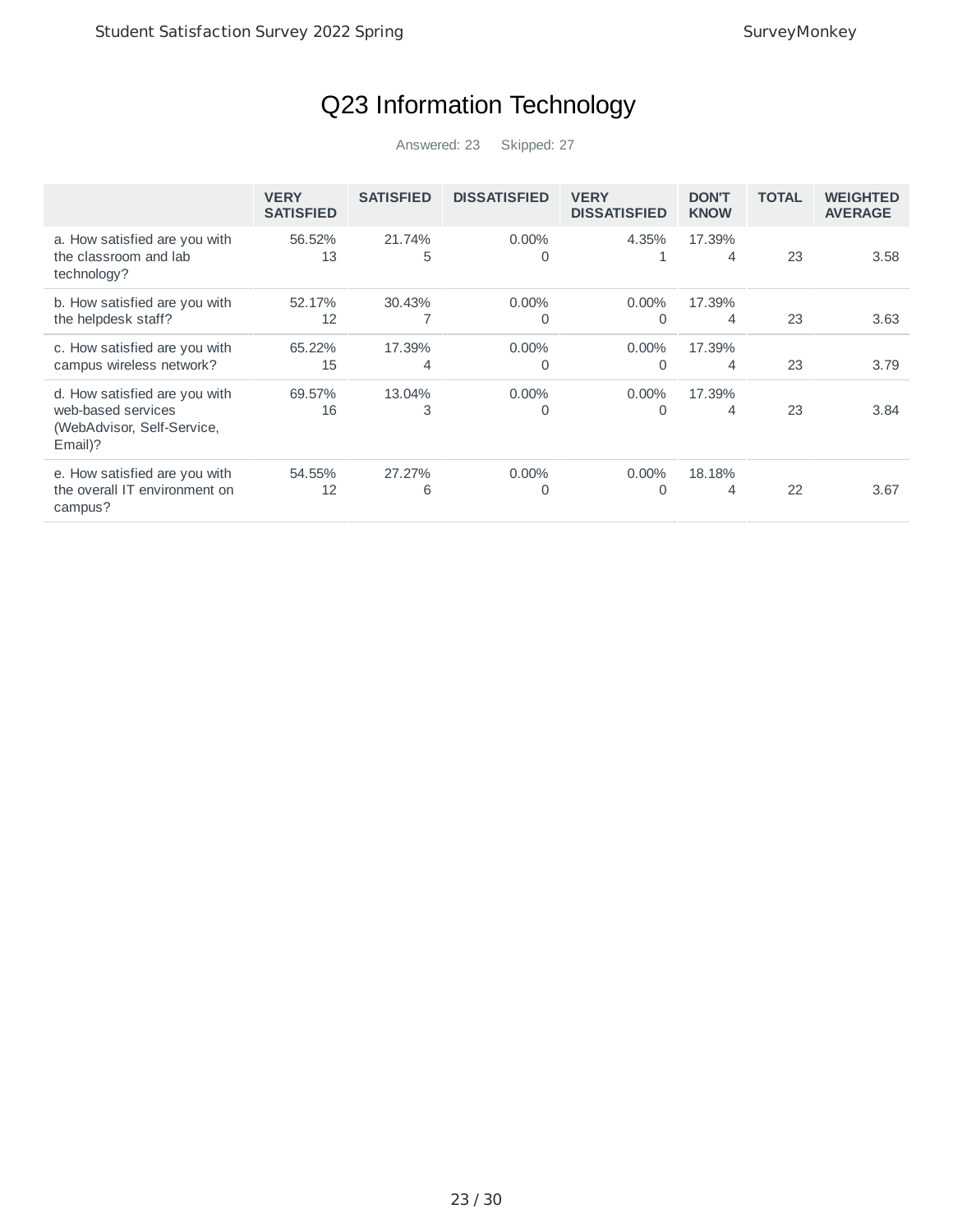# Q23 Information Technology

Answered: 23 Skipped: 27

| | VERY SATISFIED | SATISFIED | DISSATISFIED | VERY DISSATISFIED | DON'T KNOW | TOTAL | WEIGHTED AVERAGE |
|---|---|---|---|---|---|---|---|
| a. How satisfied are you with the classroom and lab technology? | 56.52%<br>13 | 21.74%<br>5 | 0.00%<br>0 | 4.35%<br>1 | 17.39%<br>4 | 23 | 3.58 |
| b. How satisfied are you with the helpdesk staff? | 52.17%<br>12 | 30.43%<br>7 | 0.00%<br>0 | 0.00%<br>0 | 17.39%<br>4 | 23 | 3.63 |
| c. How satisfied are you with campus wireless network? | 65.22%<br>15 | 17.39%<br>4 | 0.00%<br>0 | 0.00%<br>0 | 17.39%<br>4 | 23 | 3.79 |
| d. How satisfied are you with web-based services (WebAdvisor, Self-Service, Email)? | 69.57%<br>16 | 13.04%<br>3 | 0.00%<br>0 | 0.00%<br>0 | 17.39%<br>4 | 23 | 3.84 |
| e. How satisfied are you with the overall IT environment on campus? | 54.55%<br>12 | 27.27%<br>6 | 0.00%<br>0 | 0.00%<br>0 | 18.18%<br>4 | 22 | 3.67 |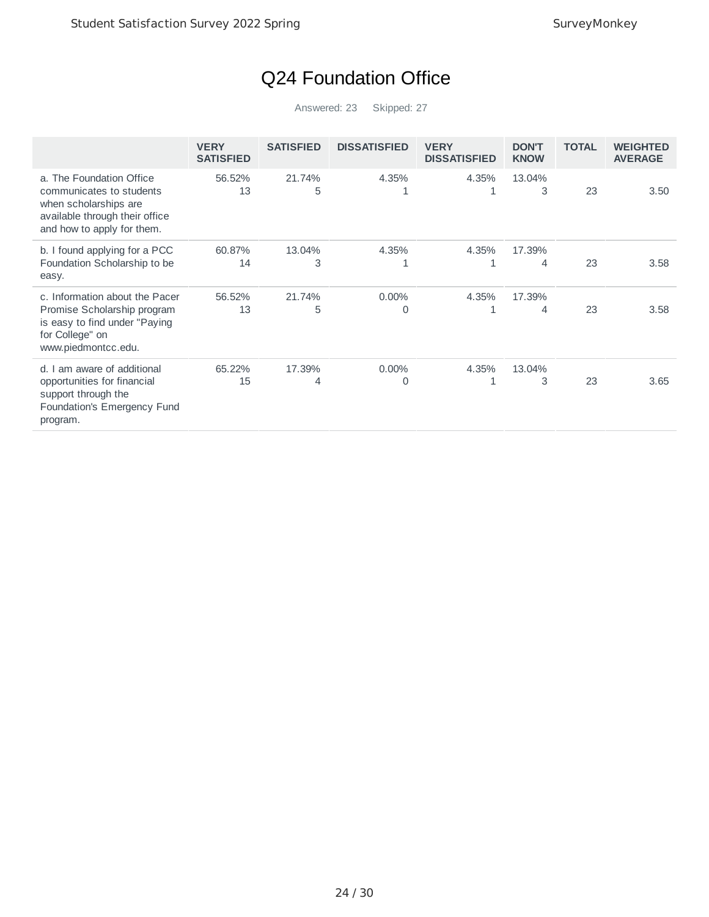# Q24 Foundation Office

Answered: 23 Skipped: 27

| | VERY SATISFIED | SATISFIED | DISSATISFIED | VERY DISSATISFIED | DON'T KNOW | TOTAL | WEIGHTED AVERAGE |
|---|---|---|---|---|---|---|---|
| a. The Foundation Office communicates to students when scholarships are available through their office and how to apply for them. | 56.52% 13 | 21.74% 5 | 4.35% 1 | 4.35% 1 | 13.04% 3 | 23 | 3.50 |
| b. I found applying for a PCC Foundation Scholarship to be easy. | 60.87% 14 | 13.04% 3 | 4.35% 1 | 4.35% 1 | 17.39% 4 | 23 | 3.58 |
| c. Information about the Pacer Promise Scholarship program is easy to find under "Paying for College" on www.piedmontcc.edu. | 56.52% 13 | 21.74% 5 | 0.00% 0 | 4.35% 1 | 17.39% 4 | 23 | 3.58 |
| d. I am aware of additional opportunities for financial support through the Foundation's Emergency Fund program. | 65.22% 15 | 17.39% 4 | 0.00% 0 | 4.35% 1 | 13.04% 3 | 23 | 3.65 |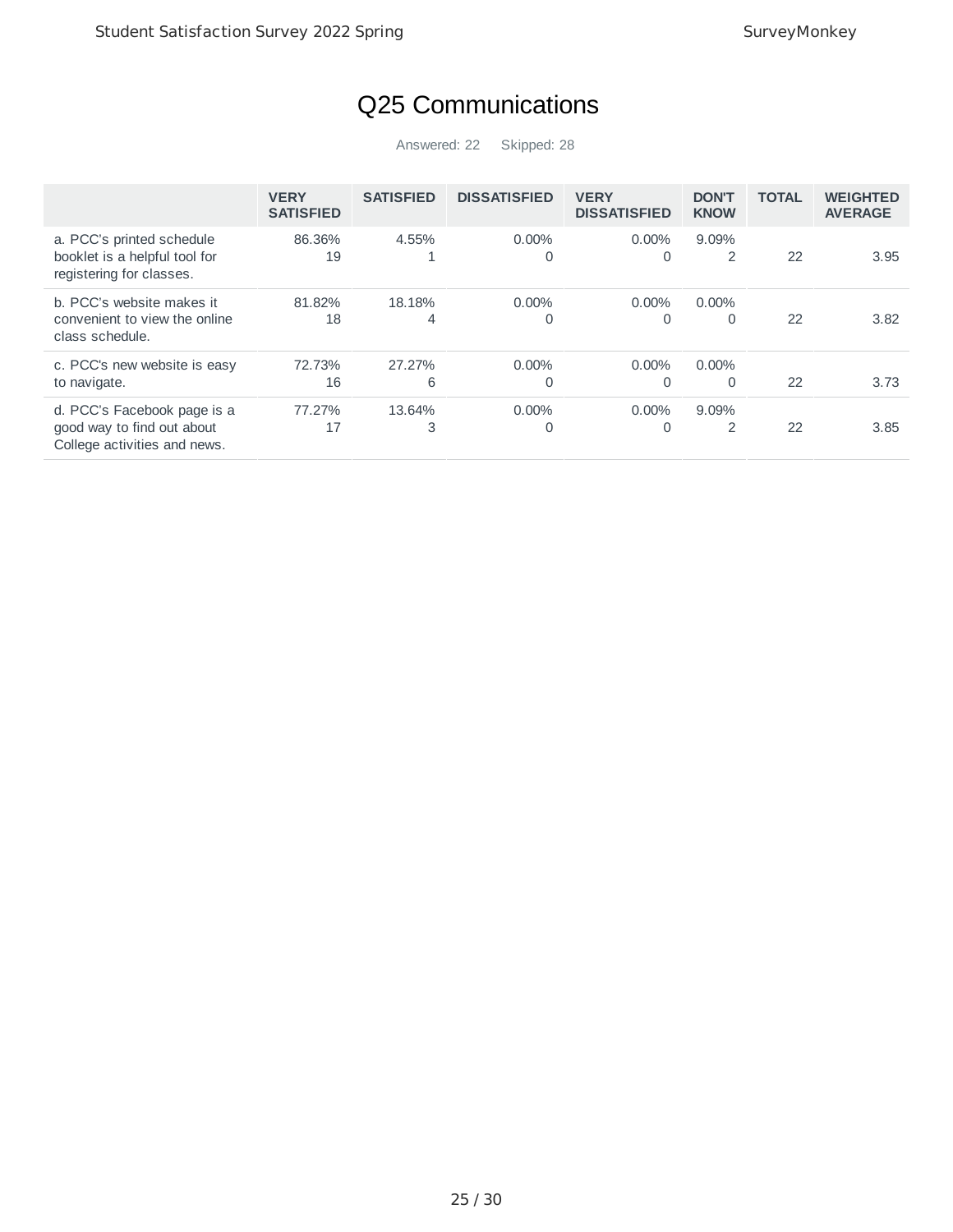# Q25 Communications

Answered: 22 Skipped: 28

| | VERY SATISFIED | SATISFIED | DISSATISFIED | VERY DISSATISFIED | DON'T KNOW | TOTAL | WEIGHTED AVERAGE |
|---|---|---|---|---|---|---|---|
| a. PCC's printed schedule booklet is a helpful tool for registering for classes. | 86.36% 19 | 4.55% 1 | 0.00% 0 | 0.00% 0 | 9.09% 2 | 22 | 3.95 |
| b. PCC's website makes it convenient to view the online class schedule. | 81.82% 18 | 18.18% 4 | 0.00% 0 | 0.00% 0 | 0.00% 0 | 22 | 3.82 |
| c. PCC's new website is easy to navigate. | 72.73% 16 | 27.27% 6 | 0.00% 0 | 0.00% 0 | 0.00% 0 | 22 | 3.73 |
| d. PCC's Facebook page is a good way to find out about College activities and news. | 77.27% 17 | 13.64% 3 | 0.00% 0 | 0.00% 0 | 9.09% 2 | 22 | 3.85 |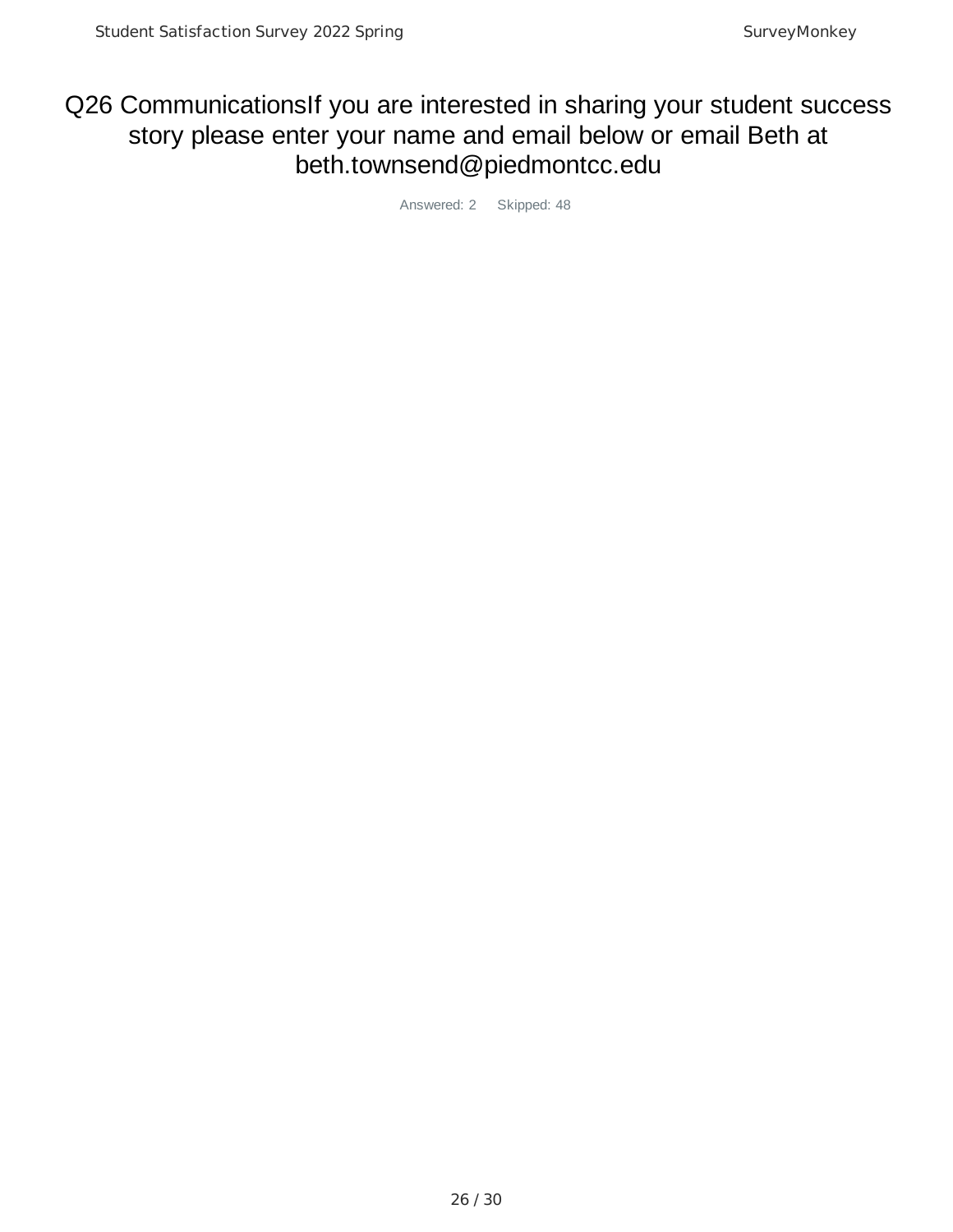# Q26 CommunicationsIf you are interested in sharing your student success story please enter your name and email below or email Beth at beth.townsend@piedmontcc.edu

Answered: 2    Skipped: 48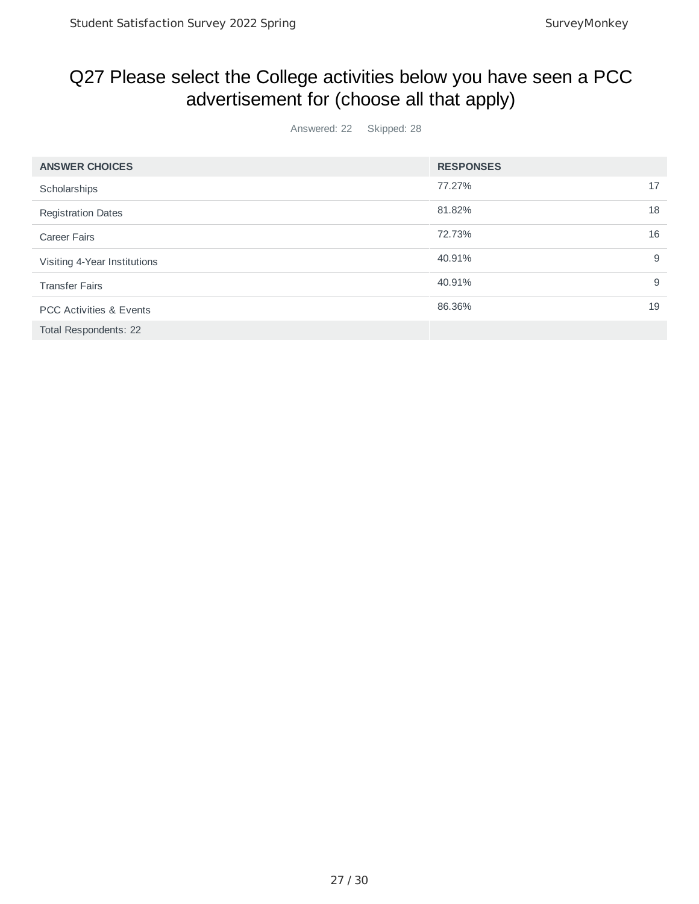# Q27 Please select the College activities below you have seen a PCC advertisement for (choose all that apply)

Answered: 22 Skipped: 28

| ANSWER CHOICES | RESPONSES | |
|---|---|---|
| Scholarships | 77.27% | 17 |
| Registration Dates | 81.82% | 18 |
| Career Fairs | 72.73% | 16 |
| Visiting 4-Year Institutions | 40.91% | 9 |
| Transfer Fairs | 40.91% | 9 |
| PCC Activities & Events | 86.36% | 19 |
| Total Respondents: 22 | | |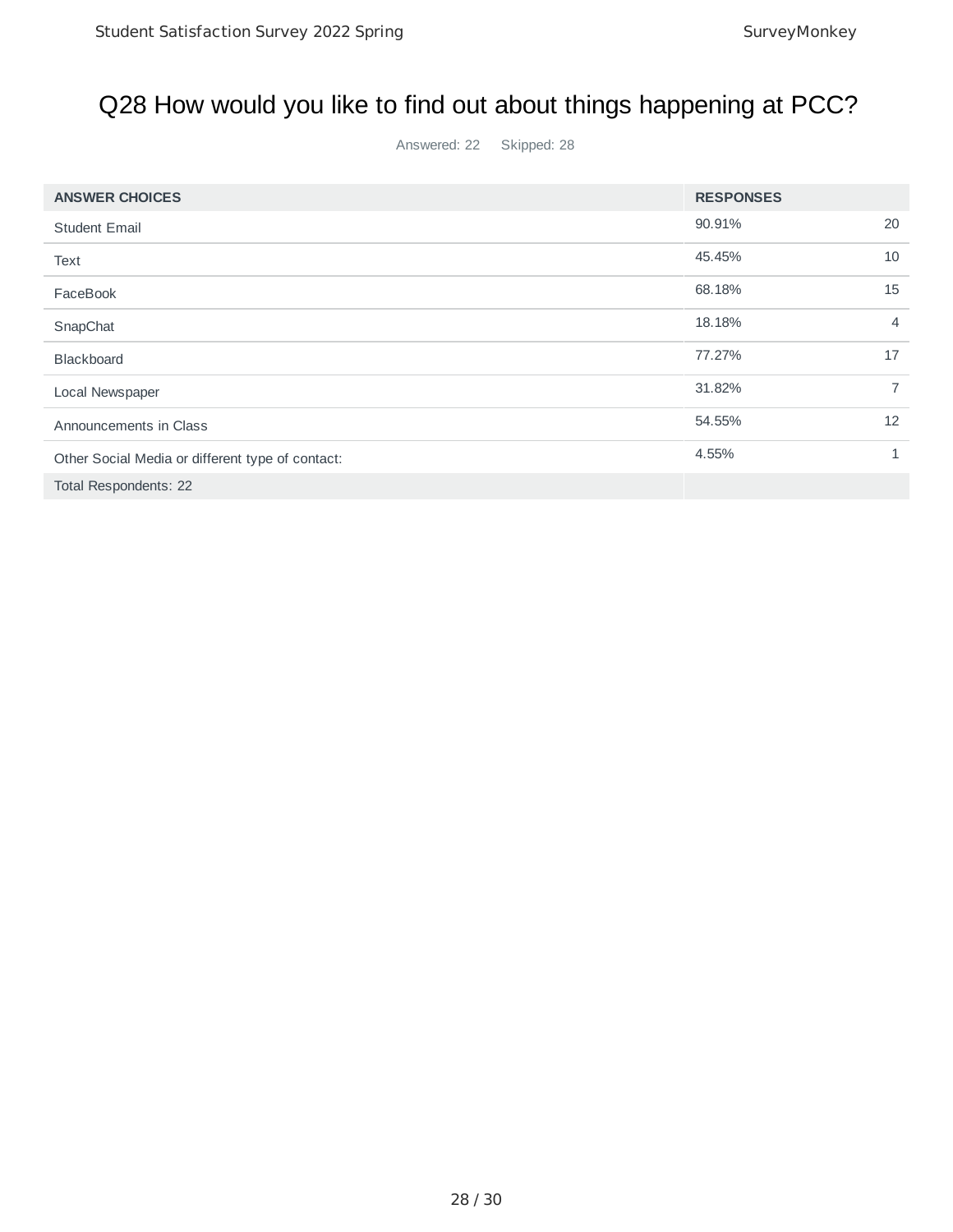# Q28 How would you like to find out about things happening at PCC?

Answered: 22    Skipped: 28

| ANSWER CHOICES | RESPONSES | |
|---|---|---|
| Student Email | 90.91% | 20 |
| Text | 45.45% | 10 |
| FaceBook | 68.18% | 15 |
| SnapChat | 18.18% | 4 |
| Blackboard | 77.27% | 17 |
| Local Newspaper | 31.82% | 7 |
| Announcements in Class | 54.55% | 12 |
| Other Social Media or different type of contact: | 4.55% | 1 |
| Total Respondents: 22 | | |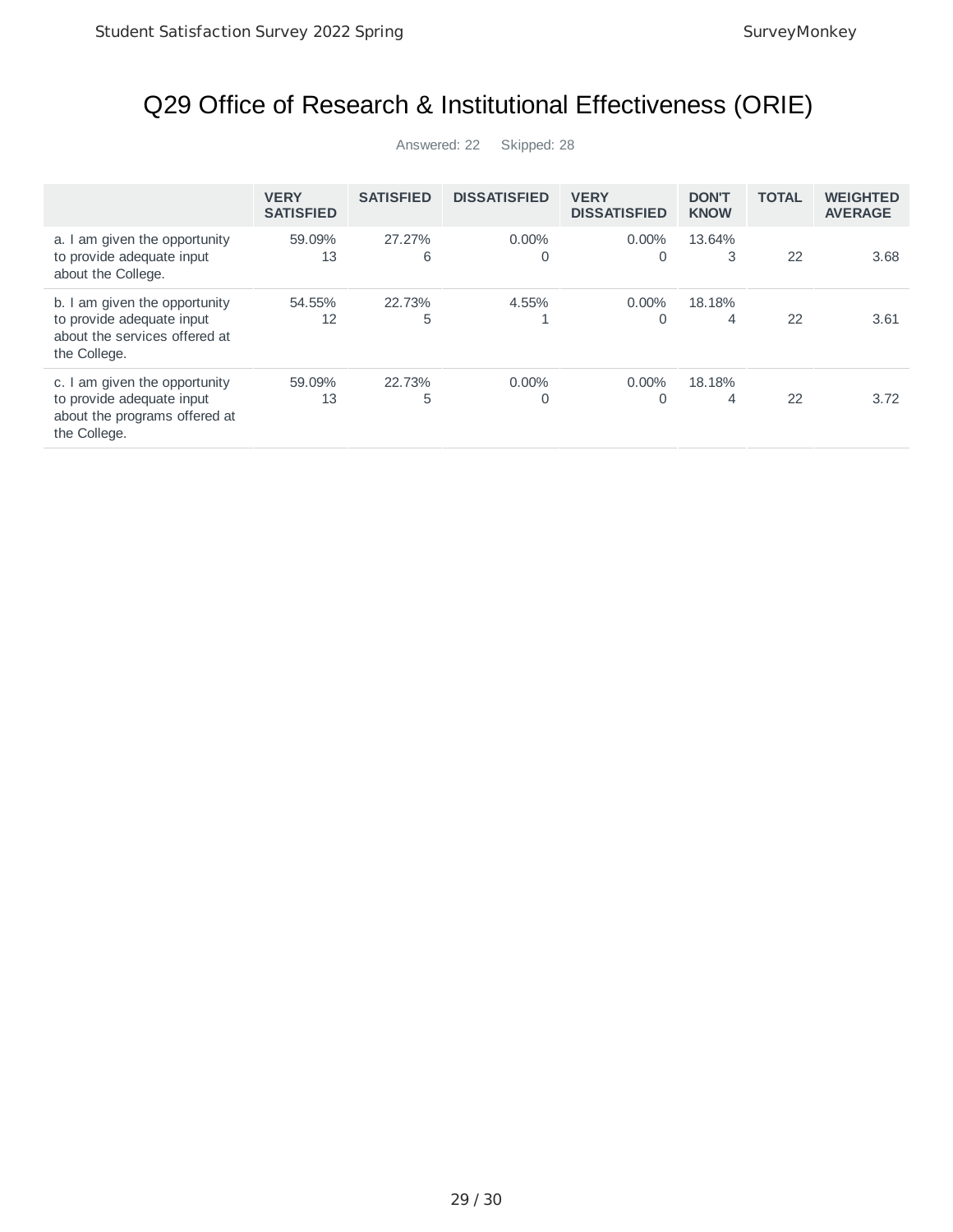# Q29 Office of Research & Institutional Effectiveness (ORIE)

Answered: 22 Skipped: 28

| | VERY SATISFIED | SATISFIED | DISSATISFIED | VERY DISSATISFIED | DON'T KNOW | TOTAL | WEIGHTED AVERAGE |
|---|---|---|---|---|---|---|---|
| a. I am given the opportunity to provide adequate input about the College. | 59.09% 13 | 27.27% 6 | 0.00% 0 | 0.00% 0 | 13.64% 3 | 22 | 3.68 |
| b. I am given the opportunity to provide adequate input about the services offered at the College. | 54.55% 12 | 22.73% 5 | 4.55% 1 | 0.00% 0 | 18.18% 4 | 22 | 3.61 |
| c. I am given the opportunity to provide adequate input about the programs offered at the College. | 59.09% 13 | 22.73% 5 | 0.00% 0 | 0.00% 0 | 18.18% 4 | 22 | 3.72 |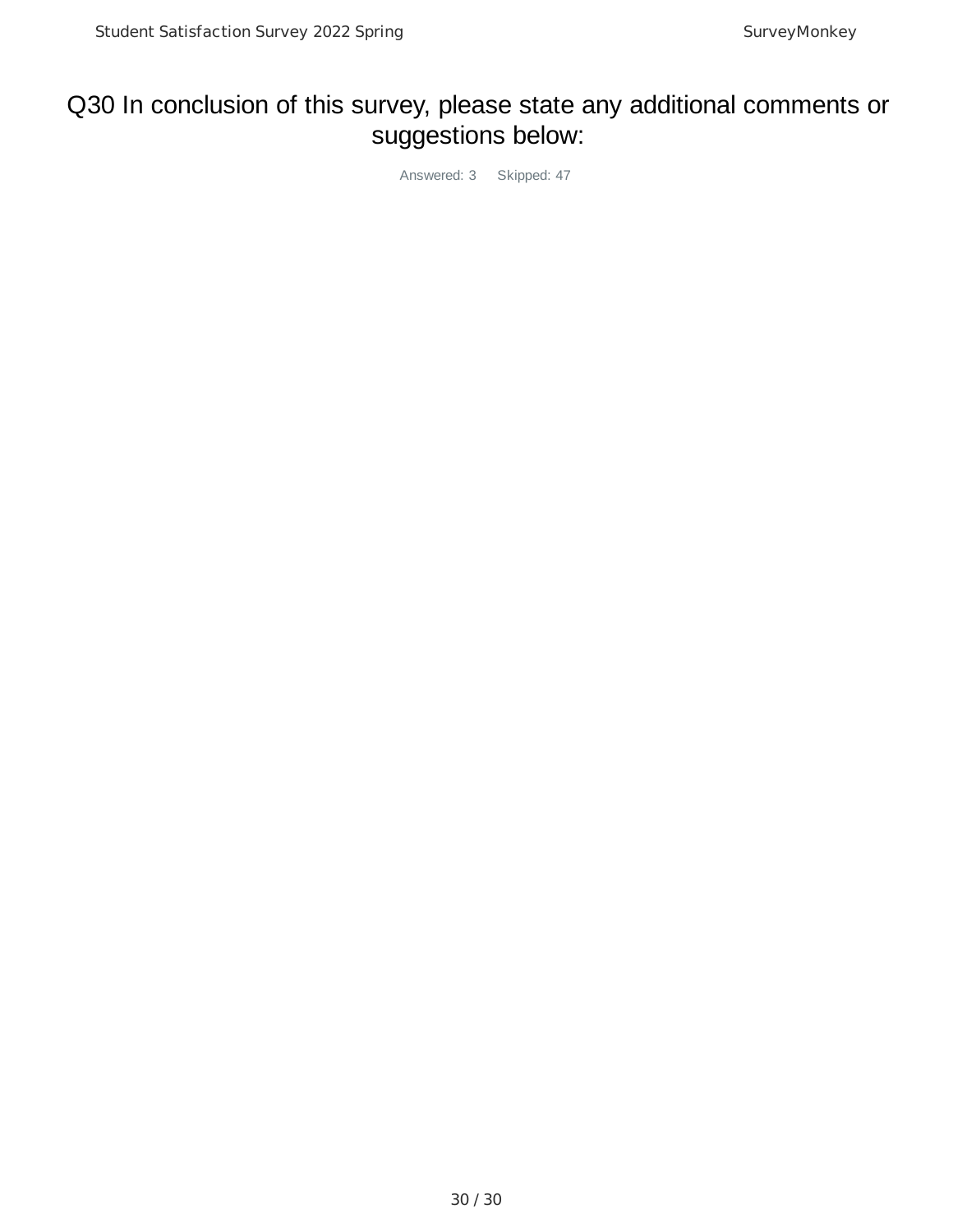# Q30 In conclusion of this survey, please state any additional comments or suggestions below:

Answered: 3 Skipped: 47